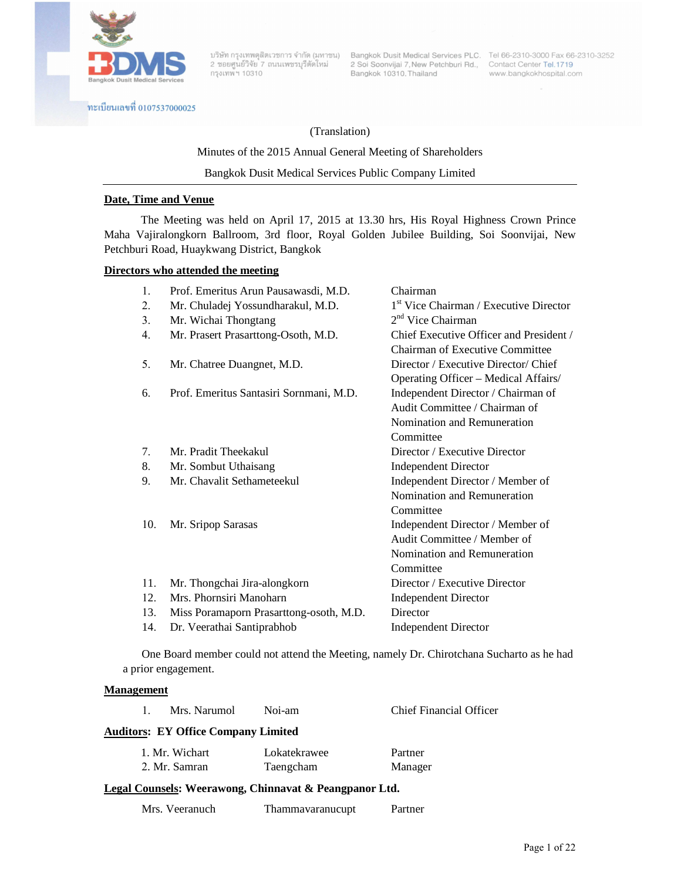บริษัท กรุงเทพดุสิตเวชการ จำกัด (มหาชน)
2 ซอยศูนย์วิจัย 7 ถนนเพชรบุรีตัดใหม่
กรุงเทพฯ 10310

Bangkok Dusit Medical Services PLC.
2 Soi Soonvijai 7, New Petchburi Rd.,
Bangkok 10310, Thailand

Tel 66-2310-3000 Fax 66-2310-3252
Contact Center Tel.1719
www.bangkokhospital.com

ทะเบียนเลขที่ 0107537000025

(Translation)

Minutes of the 2015 Annual General Meeting of Shareholders

Bangkok Dusit Medical Services Public Company Limited

**Date, Time and Venue**

The Meeting was held on April 17, 2015 at 13.30 hrs, His Royal Highness Crown Prince Maha Vajiralongkorn Ballroom, 3rd floor, Royal Golden Jubilee Building, Soi Soonvijai, New Petchburi Road, Huaykwang District, Bangkok

**Directors who attended the meeting**

| No. | Name | Position |
|---|---|---|
| 1. | Prof. Emeritus Arun Pausawasdi, M.D. | Chairman |
| 2. | Mr. Chuladej Yossundharakul, M.D. | 1st Vice Chairman / Executive Director |
| 3. | Mr. Wichai Thongtang | 2nd Vice Chairman |
| 4. | Mr. Prasert Prasarttong-Osoth, M.D. | Chief Executive Officer and President / Chairman of Executive Committee |
| 5. | Mr. Chatree Duangnet, M.D. | Director / Executive Director/ Chief Operating Officer – Medical Affairs/ |
| 6. | Prof. Emeritus Santasiri Sornmani, M.D. | Independent Director / Chairman of Audit Committee / Chairman of Nomination and Remuneration Committee |
| 7. | Mr. Pradit Theekakul | Director / Executive Director |
| 8. | Mr. Sombut Uthaisang | Independent Director |
| 9. | Mr. Chavalit Sethameteekul | Independent Director / Member of Nomination and Remuneration Committee |
| 10. | Mr. Sripop Sarasas | Independent Director / Member of Audit Committee / Member of Nomination and Remuneration Committee |
| 11. | Mr. Thongchai Jira-alongkorn | Director / Executive Director |
| 12. | Mrs. Phornsiri Manoharn | Independent Director |
| 13. | Miss Poramaporn Prasarttong-osoth, M.D. | Director |
| 14. | Dr. Veerathai Santiprabhob | Independent Director |

One Board member could not attend the Meeting, namely Dr. Chirotchana Sucharto as he had a prior engagement.

**Management**

1. Mrs. Narumol Noi-am — Chief Financial Officer

**Auditors: EY Office Company Limited**

1. Mr. Wichart Lokatekrawee — Partner
2. Mr. Samran Taengcham — Manager

**Legal Counsels: Weerawong, Chinnavat & Peangpanor Ltd.**

Mrs. Veeranuch Thammavaranucupt — Partner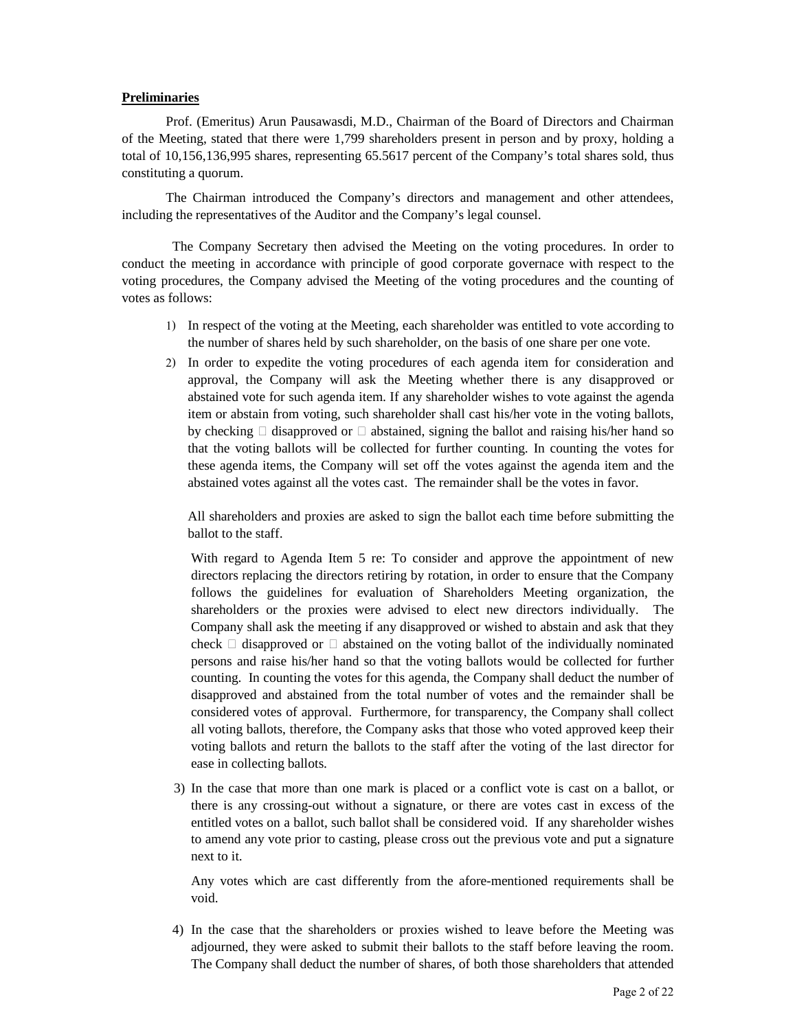**Preliminaries**

Prof. (Emeritus) Arun Pausawasdi, M.D., Chairman of the Board of Directors and Chairman of the Meeting, stated that there were 1,799 shareholders present in person and by proxy, holding a total of 10,156,136,995 shares, representing 65.5617 percent of the Company's total shares sold, thus constituting a quorum.

The Chairman introduced the Company's directors and management and other attendees, including the representatives of the Auditor and the Company's legal counsel.

The Company Secretary then advised the Meeting on the voting procedures. In order to conduct the meeting in accordance with principle of good corporate governace with respect to the voting procedures, the Company advised the Meeting of the voting procedures and the counting of votes as follows:

1) In respect of the voting at the Meeting, each shareholder was entitled to vote according to the number of shares held by such shareholder, on the basis of one share per one vote.

2) In order to expedite the voting procedures of each agenda item for consideration and approval, the Company will ask the Meeting whether there is any disapproved or abstained vote for such agenda item. If any shareholder wishes to vote against the agenda item or abstain from voting, such shareholder shall cast his/her vote in the voting ballots, by checking □ disapproved or □ abstained, signing the ballot and raising his/her hand so that the voting ballots will be collected for further counting. In counting the votes for these agenda items, the Company will set off the votes against the agenda item and the abstained votes against all the votes cast. The remainder shall be the votes in favor.

   All shareholders and proxies are asked to sign the ballot each time before submitting the ballot to the staff.

   With regard to Agenda Item 5 re: To consider and approve the appointment of new directors replacing the directors retiring by rotation, in order to ensure that the Company follows the guidelines for evaluation of Shareholders Meeting organization, the shareholders or the proxies were advised to elect new directors individually. The Company shall ask the meeting if any disapproved or wished to abstain and ask that they check □ disapproved or □ abstained on the voting ballot of the individually nominated persons and raise his/her hand so that the voting ballots would be collected for further counting. In counting the votes for this agenda, the Company shall deduct the number of disapproved and abstained from the total number of votes and the remainder shall be considered votes of approval. Furthermore, for transparency, the Company shall collect all voting ballots, therefore, the Company asks that those who voted approved keep their voting ballots and return the ballots to the staff after the voting of the last director for ease in collecting ballots.

3) In the case that more than one mark is placed or a conflict vote is cast on a ballot, or there is any crossing-out without a signature, or there are votes cast in excess of the entitled votes on a ballot, such ballot shall be considered void. If any shareholder wishes to amend any vote prior to casting, please cross out the previous vote and put a signature next to it.

   Any votes which are cast differently from the afore-mentioned requirements shall be void.

4) In the case that the shareholders or proxies wished to leave before the Meeting was adjourned, they were asked to submit their ballots to the staff before leaving the room. The Company shall deduct the number of shares, of both those shareholders that attended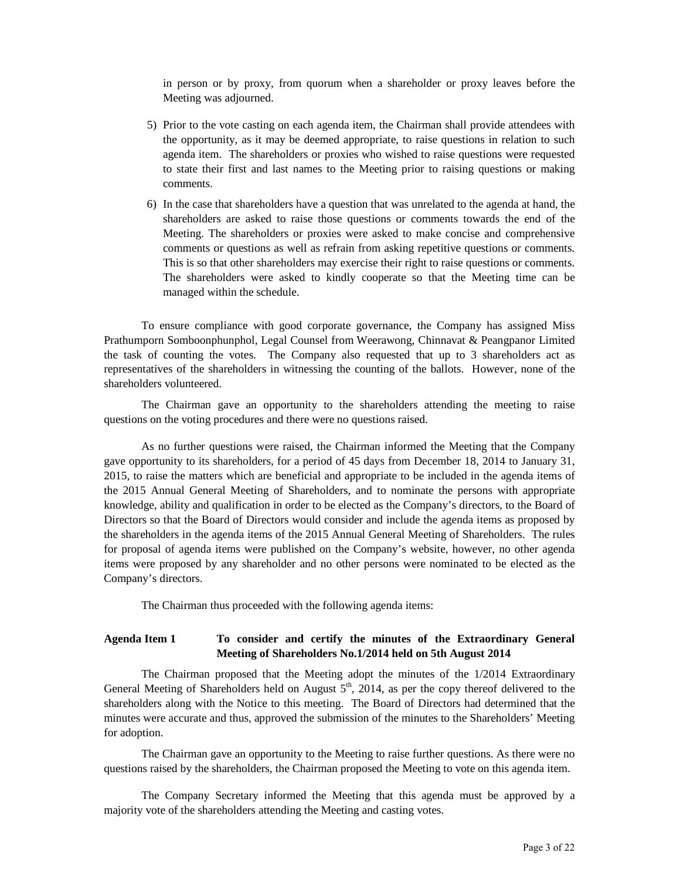in person or by proxy, from quorum when a shareholder or proxy leaves before the Meeting was adjourned.

5) Prior to the vote casting on each agenda item, the Chairman shall provide attendees with the opportunity, as it may be deemed appropriate, to raise questions in relation to such agenda item. The shareholders or proxies who wished to raise questions were requested to state their first and last names to the Meeting prior to raising questions or making comments.

6) In the case that shareholders have a question that was unrelated to the agenda at hand, the shareholders are asked to raise those questions or comments towards the end of the Meeting. The shareholders or proxies were asked to make concise and comprehensive comments or questions as well as refrain from asking repetitive questions or comments. This is so that other shareholders may exercise their right to raise questions or comments. The shareholders were asked to kindly cooperate so that the Meeting time can be managed within the schedule.

To ensure compliance with good corporate governance, the Company has assigned Miss Prathumporn Somboonphunphol, Legal Counsel from Weerawong, Chinnavat & Peangpanor Limited the task of counting the votes. The Company also requested that up to 3 shareholders act as representatives of the shareholders in witnessing the counting of the ballots. However, none of the shareholders volunteered.

The Chairman gave an opportunity to the shareholders attending the meeting to raise questions on the voting procedures and there were no questions raised.

As no further questions were raised, the Chairman informed the Meeting that the Company gave opportunity to its shareholders, for a period of 45 days from December 18, 2014 to January 31, 2015, to raise the matters which are beneficial and appropriate to be included in the agenda items of the 2015 Annual General Meeting of Shareholders, and to nominate the persons with appropriate knowledge, ability and qualification in order to be elected as the Company's directors, to the Board of Directors so that the Board of Directors would consider and include the agenda items as proposed by the shareholders in the agenda items of the 2015 Annual General Meeting of Shareholders. The rules for proposal of agenda items were published on the Company's website, however, no other agenda items were proposed by any shareholder and no other persons were nominated to be elected as the Company's directors.

The Chairman thus proceeded with the following agenda items:

**Agenda Item 1 To consider and certify the minutes of the Extraordinary General Meeting of Shareholders No.1/2014 held on 5th August 2014**

The Chairman proposed that the Meeting adopt the minutes of the 1/2014 Extraordinary General Meeting of Shareholders held on August 5th, 2014, as per the copy thereof delivered to the shareholders along with the Notice to this meeting. The Board of Directors had determined that the minutes were accurate and thus, approved the submission of the minutes to the Shareholders' Meeting for adoption.

The Chairman gave an opportunity to the Meeting to raise further questions. As there were no questions raised by the shareholders, the Chairman proposed the Meeting to vote on this agenda item.

The Company Secretary informed the Meeting that this agenda must be approved by a majority vote of the shareholders attending the Meeting and casting votes.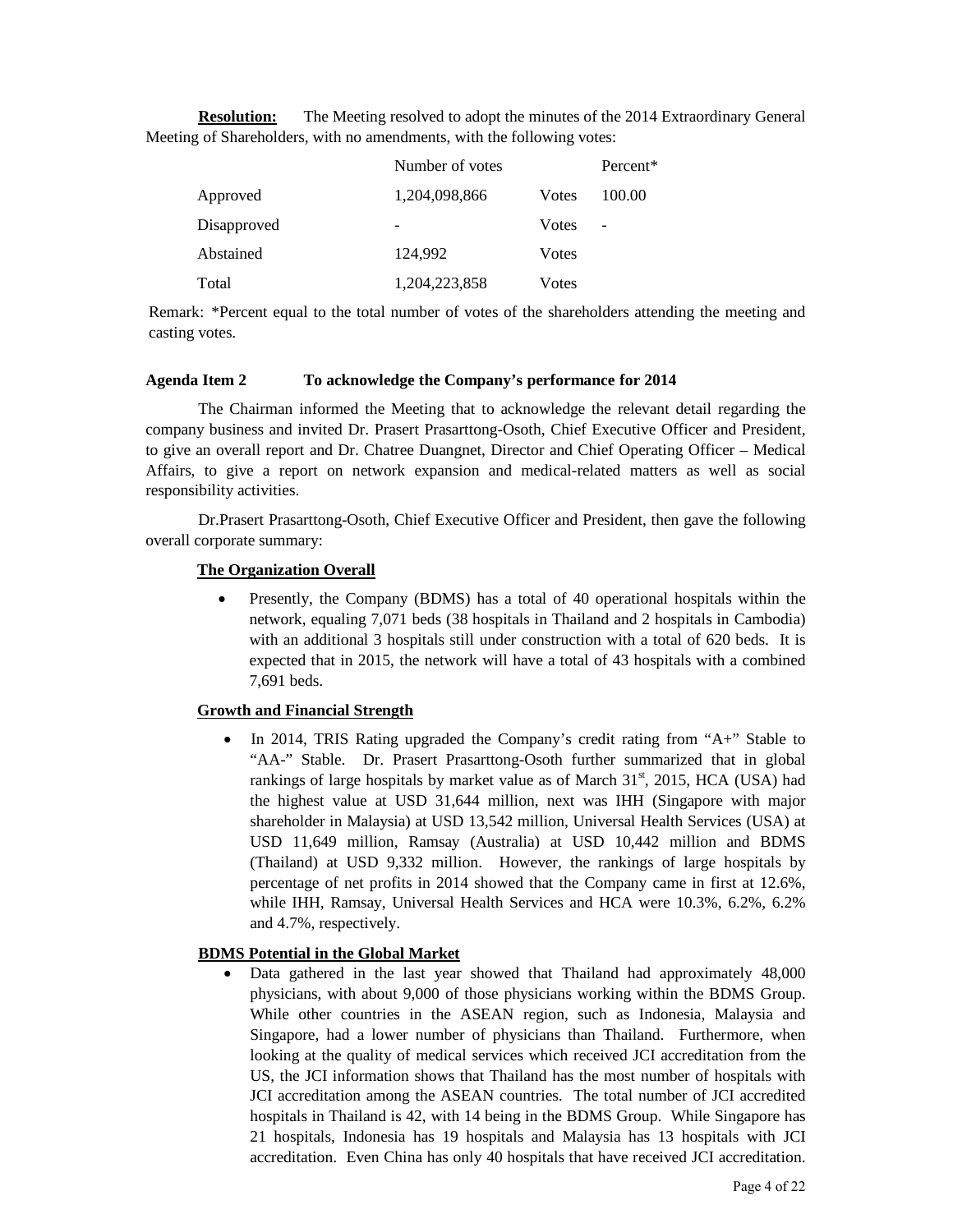**Resolution:** The Meeting resolved to adopt the minutes of the 2014 Extraordinary General Meeting of Shareholders, with no amendments, with the following votes:

| | Number of votes | | Percent* |
|---|---|---|---|
| Approved | 1,204,098,866 | Votes | 100.00 |
| Disapproved | - | Votes | - |
| Abstained | 124,992 | Votes | |
| Total | 1,204,223,858 | Votes | |

Remark: *Percent equal to the total number of votes of the shareholders attending the meeting and casting votes.

**Agenda Item 2 To acknowledge the Company's performance for 2014**

The Chairman informed the Meeting that to acknowledge the relevant detail regarding the company business and invited Dr. Prasert Prasarttong-Osoth, Chief Executive Officer and President, to give an overall report and Dr. Chatree Duangnet, Director and Chief Operating Officer – Medical Affairs, to give a report on network expansion and medical-related matters as well as social responsibility activities.

Dr.Prasert Prasarttong-Osoth, Chief Executive Officer and President, then gave the following overall corporate summary:

**The Organization Overall**

- Presently, the Company (BDMS) has a total of 40 operational hospitals within the network, equaling 7,071 beds (38 hospitals in Thailand and 2 hospitals in Cambodia) with an additional 3 hospitals still under construction with a total of 620 beds. It is expected that in 2015, the network will have a total of 43 hospitals with a combined 7,691 beds.

**Growth and Financial Strength**

- In 2014, TRIS Rating upgraded the Company's credit rating from "A+" Stable to "AA-" Stable. Dr. Prasert Prasarttong-Osoth further summarized that in global rankings of large hospitals by market value as of March 31st, 2015, HCA (USA) had the highest value at USD 31,644 million, next was IHH (Singapore with major shareholder in Malaysia) at USD 13,542 million, Universal Health Services (USA) at USD 11,649 million, Ramsay (Australia) at USD 10,442 million and BDMS (Thailand) at USD 9,332 million. However, the rankings of large hospitals by percentage of net profits in 2014 showed that the Company came in first at 12.6%, while IHH, Ramsay, Universal Health Services and HCA were 10.3%, 6.2%, 6.2% and 4.7%, respectively.

**BDMS Potential in the Global Market**

- Data gathered in the last year showed that Thailand had approximately 48,000 physicians, with about 9,000 of those physicians working within the BDMS Group. While other countries in the ASEAN region, such as Indonesia, Malaysia and Singapore, had a lower number of physicians than Thailand. Furthermore, when looking at the quality of medical services which received JCI accreditation from the US, the JCI information shows that Thailand has the most number of hospitals with JCI accreditation among the ASEAN countries. The total number of JCI accredited hospitals in Thailand is 42, with 14 being in the BDMS Group. While Singapore has 21 hospitals, Indonesia has 19 hospitals and Malaysia has 13 hospitals with JCI accreditation. Even China has only 40 hospitals that have received JCI accreditation.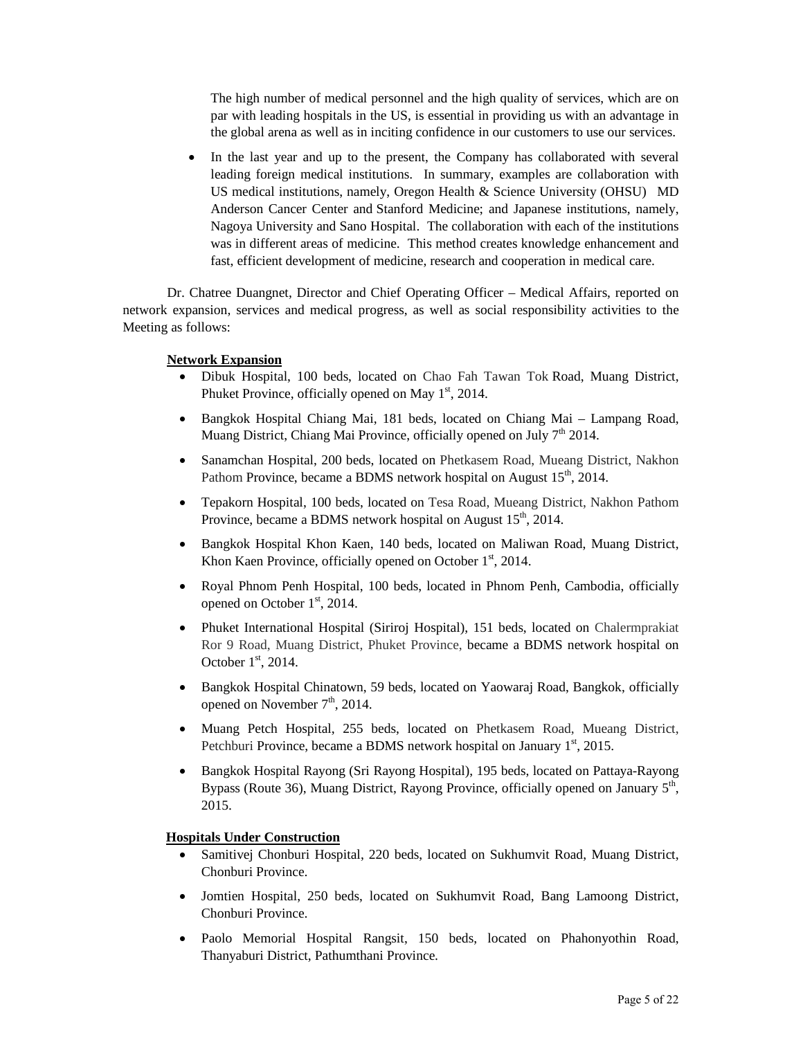The high number of medical personnel and the high quality of services, which are on par with leading hospitals in the US, is essential in providing us with an advantage in the global arena as well as in inciting confidence in our customers to use our services.

- In the last year and up to the present, the Company has collaborated with several leading foreign medical institutions. In summary, examples are collaboration with US medical institutions, namely, Oregon Health & Science University (OHSU) MD Anderson Cancer Center and Stanford Medicine; and Japanese institutions, namely, Nagoya University and Sano Hospital. The collaboration with each of the institutions was in different areas of medicine. This method creates knowledge enhancement and fast, efficient development of medicine, research and cooperation in medical care.

Dr. Chatree Duangnet, Director and Chief Operating Officer – Medical Affairs, reported on network expansion, services and medical progress, as well as social responsibility activities to the Meeting as follows:

**Network Expansion**

- Dibuk Hospital, 100 beds, located on Chao Fah Tawan Tok Road, Muang District, Phuket Province, officially opened on May 1st, 2014.
- Bangkok Hospital Chiang Mai, 181 beds, located on Chiang Mai – Lampang Road, Muang District, Chiang Mai Province, officially opened on July 7th 2014.
- Sanamchan Hospital, 200 beds, located on Phetkasem Road, Mueang District, Nakhon Pathom Province, became a BDMS network hospital on August 15th, 2014.
- Tepakorn Hospital, 100 beds, located on Tesa Road, Mueang District, Nakhon Pathom Province, became a BDMS network hospital on August 15th, 2014.
- Bangkok Hospital Khon Kaen, 140 beds, located on Maliwan Road, Muang District, Khon Kaen Province, officially opened on October 1st, 2014.
- Royal Phnom Penh Hospital, 100 beds, located in Phnom Penh, Cambodia, officially opened on October 1st, 2014.
- Phuket International Hospital (Siriroj Hospital), 151 beds, located on Chalermprakiat Ror 9 Road, Muang District, Phuket Province, became a BDMS network hospital on October 1st, 2014.
- Bangkok Hospital Chinatown, 59 beds, located on Yaowaraj Road, Bangkok, officially opened on November 7th, 2014.
- Muang Petch Hospital, 255 beds, located on Phetkasem Road, Mueang District, Petchburi Province, became a BDMS network hospital on January 1st, 2015.
- Bangkok Hospital Rayong (Sri Rayong Hospital), 195 beds, located on Pattaya-Rayong Bypass (Route 36), Muang District, Rayong Province, officially opened on January 5th, 2015.

**Hospitals Under Construction**

- Samitivej Chonburi Hospital, 220 beds, located on Sukhumvit Road, Muang District, Chonburi Province.
- Jomtien Hospital, 250 beds, located on Sukhumvit Road, Bang Lamoong District, Chonburi Province.
- Paolo Memorial Hospital Rangsit, 150 beds, located on Phahonyothin Road, Thanyaburi District, Pathumthani Province.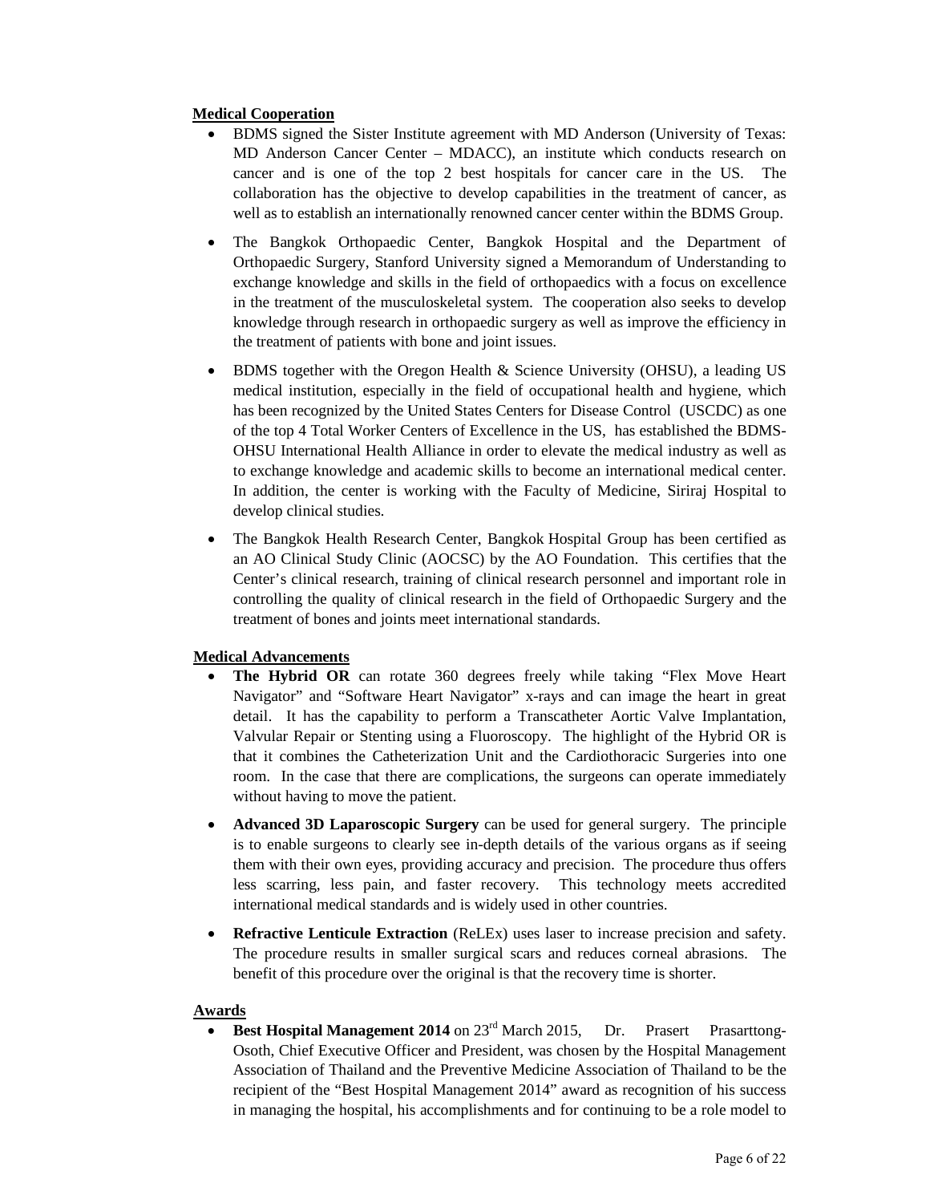**Medical Cooperation**

- BDMS signed the Sister Institute agreement with MD Anderson (University of Texas: MD Anderson Cancer Center – MDACC), an institute which conducts research on cancer and is one of the top 2 best hospitals for cancer care in the US. The collaboration has the objective to develop capabilities in the treatment of cancer, as well as to establish an internationally renowned cancer center within the BDMS Group.
- The Bangkok Orthopaedic Center, Bangkok Hospital and the Department of Orthopaedic Surgery, Stanford University signed a Memorandum of Understanding to exchange knowledge and skills in the field of orthopaedics with a focus on excellence in the treatment of the musculoskeletal system. The cooperation also seeks to develop knowledge through research in orthopaedic surgery as well as improve the efficiency in the treatment of patients with bone and joint issues.
- BDMS together with the Oregon Health & Science University (OHSU), a leading US medical institution, especially in the field of occupational health and hygiene, which has been recognized by the United States Centers for Disease Control (USCDC) as one of the top 4 Total Worker Centers of Excellence in the US, has established the BDMS-OHSU International Health Alliance in order to elevate the medical industry as well as to exchange knowledge and academic skills to become an international medical center. In addition, the center is working with the Faculty of Medicine, Siriraj Hospital to develop clinical studies.
- The Bangkok Health Research Center, Bangkok Hospital Group has been certified as an AO Clinical Study Clinic (AOCSC) by the AO Foundation. This certifies that the Center's clinical research, training of clinical research personnel and important role in controlling the quality of clinical research in the field of Orthopaedic Surgery and the treatment of bones and joints meet international standards.

**Medical Advancements**

- **The Hybrid OR** can rotate 360 degrees freely while taking "Flex Move Heart Navigator" and "Software Heart Navigator" x-rays and can image the heart in great detail. It has the capability to perform a Transcatheter Aortic Valve Implantation, Valvular Repair or Stenting using a Fluoroscopy. The highlight of the Hybrid OR is that it combines the Catheterization Unit and the Cardiothoracic Surgeries into one room. In the case that there are complications, the surgeons can operate immediately without having to move the patient.
- **Advanced 3D Laparoscopic Surgery** can be used for general surgery. The principle is to enable surgeons to clearly see in-depth details of the various organs as if seeing them with their own eyes, providing accuracy and precision. The procedure thus offers less scarring, less pain, and faster recovery. This technology meets accredited international medical standards and is widely used in other countries.
- **Refractive Lenticule Extraction** (ReLEx) uses laser to increase precision and safety. The procedure results in smaller surgical scars and reduces corneal abrasions. The benefit of this procedure over the original is that the recovery time is shorter.

**Awards**

- **Best Hospital Management 2014** on 23rd March 2015, Dr. Prasert Prasarttong-Osoth, Chief Executive Officer and President, was chosen by the Hospital Management Association of Thailand and the Preventive Medicine Association of Thailand to be the recipient of the "Best Hospital Management 2014" award as recognition of his success in managing the hospital, his accomplishments and for continuing to be a role model to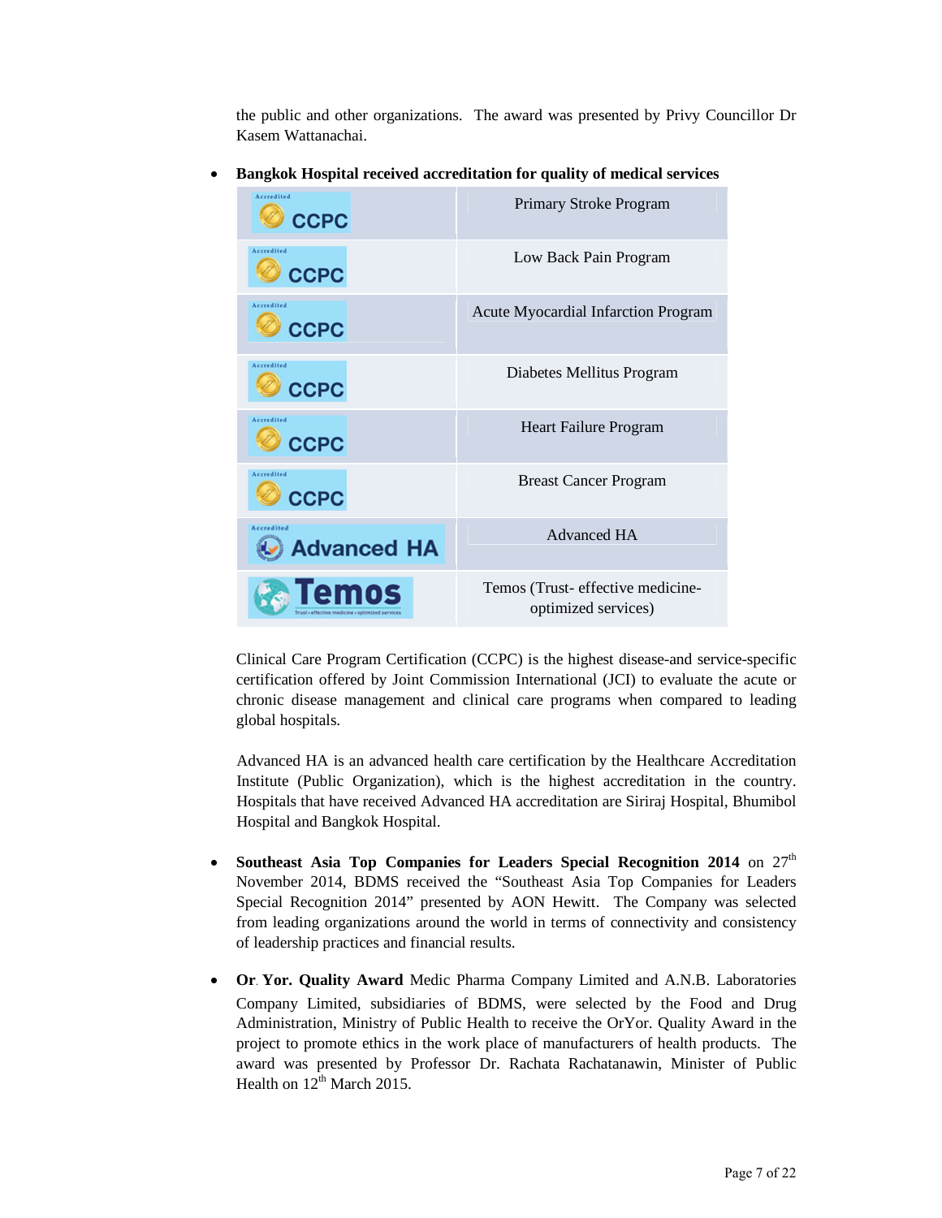the public and other organizations. The award was presented by Privy Councillor Dr Kasem Wattanachai.

- **Bangkok Hospital received accreditation for quality of medical services**

| Accreditation | Program |
|---|---|
| Accredited CCPC | Primary Stroke Program |
| Accredited CCPC | Low Back Pain Program |
| Accredited CCPC | Acute Myocardial Infarction Program |
| Accredited CCPC | Diabetes Mellitus Program |
| Accredited CCPC | Heart Failure Program |
| Accredited CCPC | Breast Cancer Program |
| Accredited Advanced HA | Advanced HA |
| Temos (Trust • effective medicine • optimized services) | Temos (Trust- effective medicine-optimized services) |

Clinical Care Program Certification (CCPC) is the highest disease-and service-specific certification offered by Joint Commission International (JCI) to evaluate the acute or chronic disease management and clinical care programs when compared to leading global hospitals.

Advanced HA is an advanced health care certification by the Healthcare Accreditation Institute (Public Organization), which is the highest accreditation in the country. Hospitals that have received Advanced HA accreditation are Siriraj Hospital, Bhumibol Hospital and Bangkok Hospital.

- **Southeast Asia Top Companies for Leaders Special Recognition 2014** on 27th November 2014, BDMS received the "Southeast Asia Top Companies for Leaders Special Recognition 2014" presented by AON Hewitt. The Company was selected from leading organizations around the world in terms of connectivity and consistency of leadership practices and financial results.

- **Or. Yor. Quality Award** Medic Pharma Company Limited and A.N.B. Laboratories Company Limited, subsidiaries of BDMS, were selected by the Food and Drug Administration, Ministry of Public Health to receive the OrYor. Quality Award in the project to promote ethics in the work place of manufacturers of health products. The award was presented by Professor Dr. Rachata Rachatanawin, Minister of Public Health on 12th March 2015.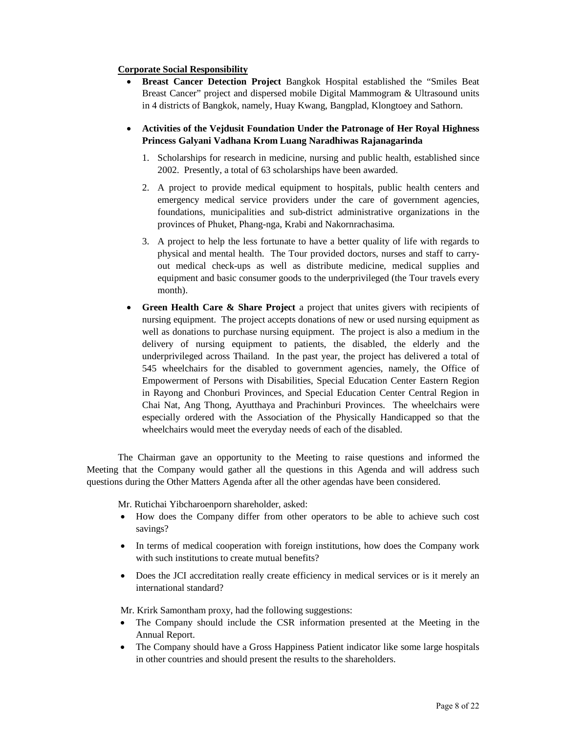**Corporate Social Responsibility**

- **Breast Cancer Detection Project** Bangkok Hospital established the "Smiles Beat Breast Cancer" project and dispersed mobile Digital Mammogram & Ultrasound units in 4 districts of Bangkok, namely, Huay Kwang, Bangplad, Klongtoey and Sathorn.

- **Activities of the Vejdusit Foundation Under the Patronage of Her Royal Highness Princess Galyani Vadhana Krom Luang Naradhiwas Rajanagarinda**

  1. Scholarships for research in medicine, nursing and public health, established since 2002. Presently, a total of 63 scholarships have been awarded.
  2. A project to provide medical equipment to hospitals, public health centers and emergency medical service providers under the care of government agencies, foundations, municipalities and sub-district administrative organizations in the provinces of Phuket, Phang-nga, Krabi and Nakornrachasima.
  3. A project to help the less fortunate to have a better quality of life with regards to physical and mental health. The Tour provided doctors, nurses and staff to carry-out medical check-ups as well as distribute medicine, medical supplies and equipment and basic consumer goods to the underprivileged (the Tour travels every month).

- **Green Health Care & Share Project** a project that unites givers with recipients of nursing equipment. The project accepts donations of new or used nursing equipment as well as donations to purchase nursing equipment. The project is also a medium in the delivery of nursing equipment to patients, the disabled, the elderly and the underprivileged across Thailand. In the past year, the project has delivered a total of 545 wheelchairs for the disabled to government agencies, namely, the Office of Empowerment of Persons with Disabilities, Special Education Center Eastern Region in Rayong and Chonburi Provinces, and Special Education Center Central Region in Chai Nat, Ang Thong, Ayutthaya and Prachinburi Provinces. The wheelchairs were especially ordered with the Association of the Physically Handicapped so that the wheelchairs would meet the everyday needs of each of the disabled.

The Chairman gave an opportunity to the Meeting to raise questions and informed the Meeting that the Company would gather all the questions in this Agenda and will address such questions during the Other Matters Agenda after all the other agendas have been considered.

Mr. Rutichai Yibcharoenporn shareholder, asked:

- How does the Company differ from other operators to be able to achieve such cost savings?
- In terms of medical cooperation with foreign institutions, how does the Company work with such institutions to create mutual benefits?
- Does the JCI accreditation really create efficiency in medical services or is it merely an international standard?

Mr. Krirk Samontham proxy, had the following suggestions:

- The Company should include the CSR information presented at the Meeting in the Annual Report.
- The Company should have a Gross Happiness Patient indicator like some large hospitals in other countries and should present the results to the shareholders.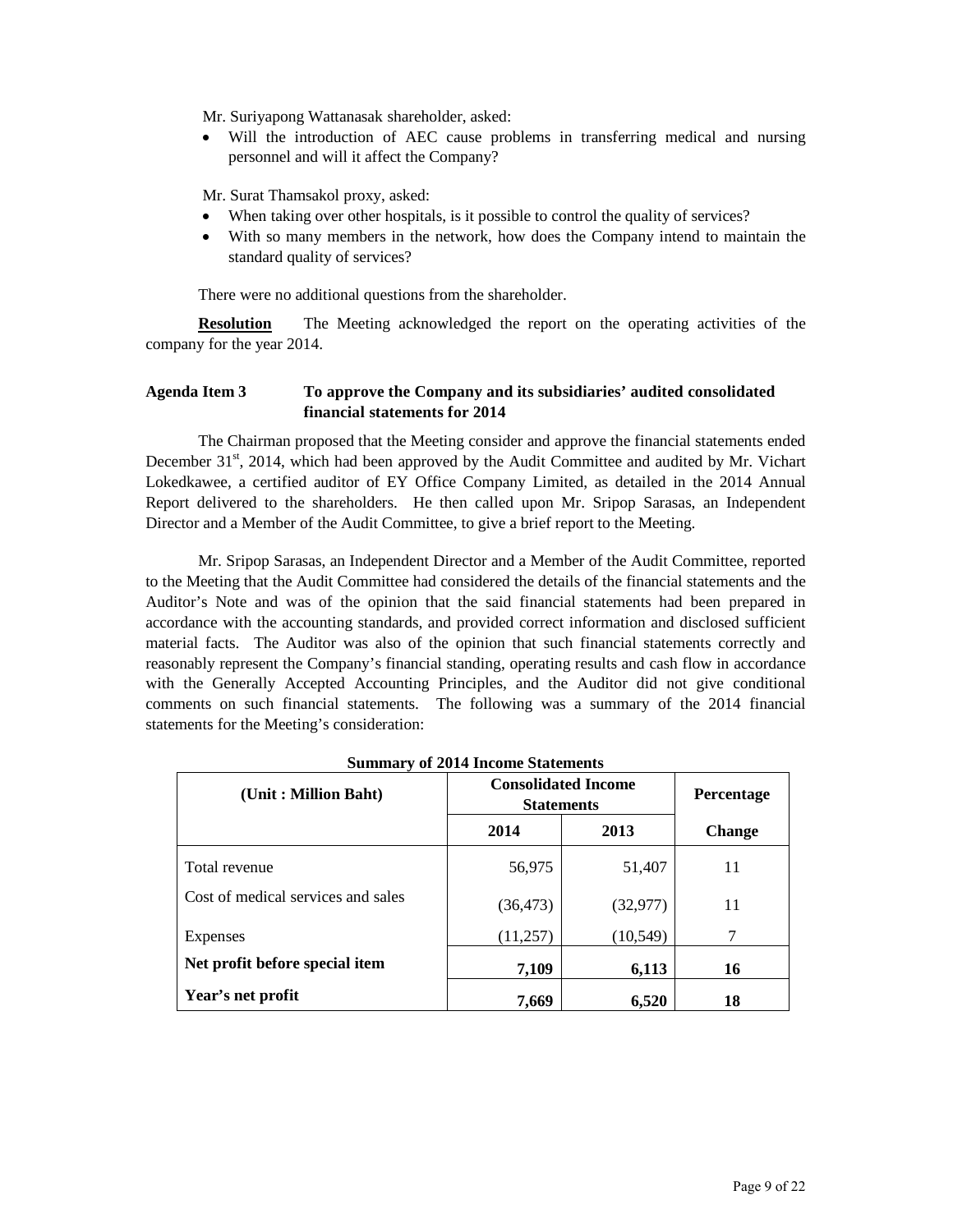Mr. Suriyapong Wattanasak shareholder, asked:

- Will the introduction of AEC cause problems in transferring medical and nursing personnel and will it affect the Company?

Mr. Surat Thamsakol proxy, asked:

- When taking over other hospitals, is it possible to control the quality of services?
- With so many members in the network, how does the Company intend to maintain the standard quality of services?

There were no additional questions from the shareholder.

**Resolution** The Meeting acknowledged the report on the operating activities of the company for the year 2014.

**Agenda Item 3 To approve the Company and its subsidiaries' audited consolidated financial statements for 2014**

The Chairman proposed that the Meeting consider and approve the financial statements ended December 31st, 2014, which had been approved by the Audit Committee and audited by Mr. Vichart Lokedkawee, a certified auditor of EY Office Company Limited, as detailed in the 2014 Annual Report delivered to the shareholders. He then called upon Mr. Sripop Sarasas, an Independent Director and a Member of the Audit Committee, to give a brief report to the Meeting.

Mr. Sripop Sarasas, an Independent Director and a Member of the Audit Committee, reported to the Meeting that the Audit Committee had considered the details of the financial statements and the Auditor's Note and was of the opinion that the said financial statements had been prepared in accordance with the accounting standards, and provided correct information and disclosed sufficient material facts. The Auditor was also of the opinion that such financial statements correctly and reasonably represent the Company's financial standing, operating results and cash flow in accordance with the Generally Accepted Accounting Principles, and the Auditor did not give conditional comments on such financial statements. The following was a summary of the 2014 financial statements for the Meeting's consideration:

**Summary of 2014 Income Statements**

| (Unit : Million Baht) | Consolidated Income Statements | | Percentage |
|---|---|---|---|
| | 2014 | 2013 | Change |
| Total revenue | 56,975 | 51,407 | 11 |
| Cost of medical services and sales | (36,473) | (32,977) | 11 |
| Expenses | (11,257) | (10,549) | 7 |
| **Net profit before special item** | **7,109** | **6,113** | **16** |
| **Year's net profit** | **7,669** | **6,520** | **18** |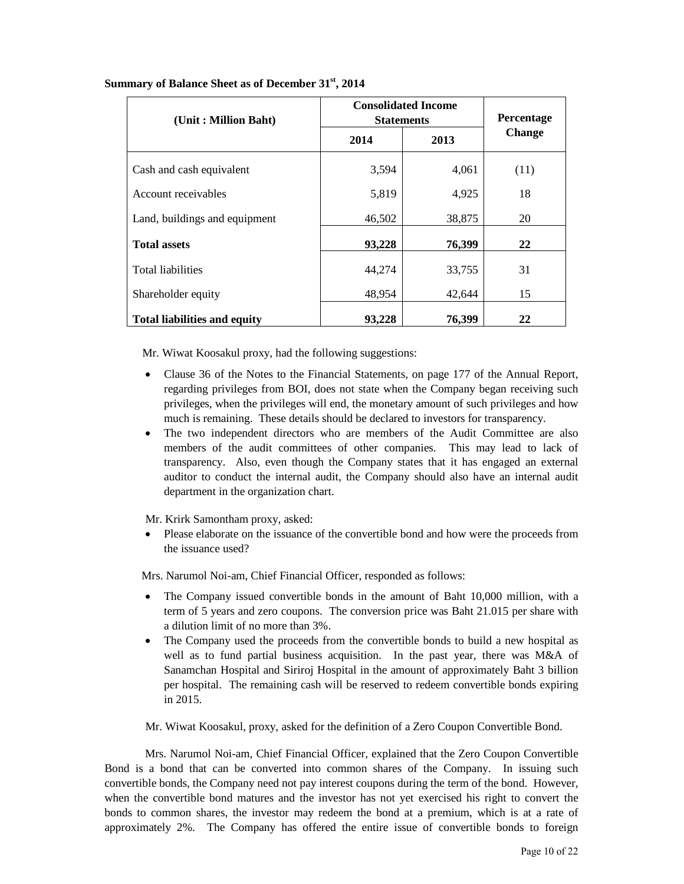**Summary of Balance Sheet as of December 31st, 2014**

| (Unit : Million Baht) | Consolidated Income Statements | | Percentage Change |
|---|---|---|---|
| | 2014 | 2013 | |
| Cash and cash equivalent | 3,594 | 4,061 | (11) |
| Account receivables | 5,819 | 4,925 | 18 |
| Land, buildings and equipment | 46,502 | 38,875 | 20 |
| **Total assets** | **93,228** | **76,399** | **22** |
| Total liabilities | 44,274 | 33,755 | 31 |
| Shareholder equity | 48,954 | 42,644 | 15 |
| **Total liabilities and equity** | **93,228** | **76,399** | **22** |

Mr. Wiwat Koosakul proxy, had the following suggestions:

- Clause 36 of the Notes to the Financial Statements, on page 177 of the Annual Report, regarding privileges from BOI, does not state when the Company began receiving such privileges, when the privileges will end, the monetary amount of such privileges and how much is remaining. These details should be declared to investors for transparency.
- The two independent directors who are members of the Audit Committee are also members of the audit committees of other companies. This may lead to lack of transparency. Also, even though the Company states that it has engaged an external auditor to conduct the internal audit, the Company should also have an internal audit department in the organization chart.

Mr. Krirk Samontham proxy, asked:

- Please elaborate on the issuance of the convertible bond and how were the proceeds from the issuance used?

Mrs. Narumol Noi-am, Chief Financial Officer, responded as follows:

- The Company issued convertible bonds in the amount of Baht 10,000 million, with a term of 5 years and zero coupons. The conversion price was Baht 21.015 per share with a dilution limit of no more than 3%.
- The Company used the proceeds from the convertible bonds to build a new hospital as well as to fund partial business acquisition. In the past year, there was M&A of Sanamchan Hospital and Siriroj Hospital in the amount of approximately Baht 3 billion per hospital. The remaining cash will be reserved to redeem convertible bonds expiring in 2015.

Mr. Wiwat Koosakul, proxy, asked for the definition of a Zero Coupon Convertible Bond.

Mrs. Narumol Noi-am, Chief Financial Officer, explained that the Zero Coupon Convertible Bond is a bond that can be converted into common shares of the Company. In issuing such convertible bonds, the Company need not pay interest coupons during the term of the bond. However, when the convertible bond matures and the investor has not yet exercised his right to convert the bonds to common shares, the investor may redeem the bond at a premium, which is at a rate of approximately 2%. The Company has offered the entire issue of convertible bonds to foreign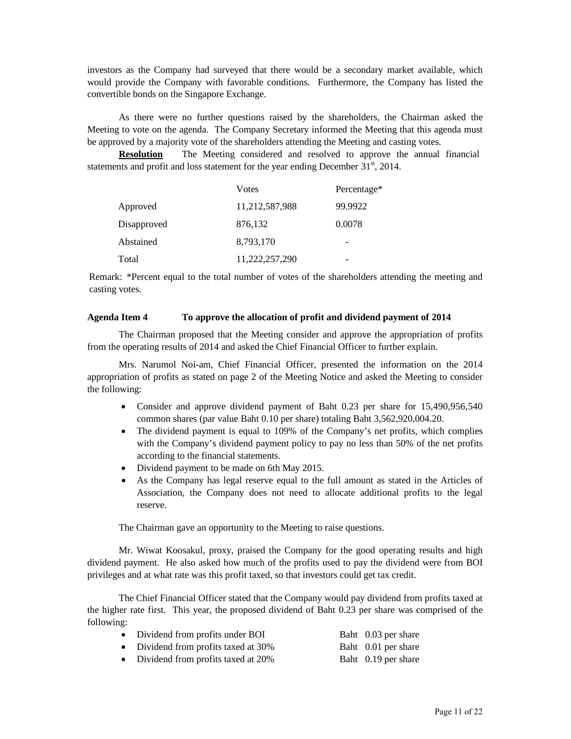investors as the Company had surveyed that there would be a secondary market available, which would provide the Company with favorable conditions. Furthermore, the Company has listed the convertible bonds on the Singapore Exchange.

As there were no further questions raised by the shareholders, the Chairman asked the Meeting to vote on the agenda. The Company Secretary informed the Meeting that this agenda must be approved by a majority vote of the shareholders attending the Meeting and casting votes.

**Resolution** The Meeting considered and resolved to approve the annual financial statements and profit and loss statement for the year ending December 31st, 2014.

| | Votes | Percentage* |
|---|---|---|
| Approved | 11,212,587,988 | 99.9922 |
| Disapproved | 876,132 | 0.0078 |
| Abstained | 8,793,170 | - |
| Total | 11,222,257,290 | - |

Remark: *Percent equal to the total number of votes of the shareholders attending the meeting and casting votes.

**Agenda Item 4 To approve the allocation of profit and dividend payment of 2014**

The Chairman proposed that the Meeting consider and approve the appropriation of profits from the operating results of 2014 and asked the Chief Financial Officer to further explain.

Mrs. Narumol Noi-am, Chief Financial Officer, presented the information on the 2014 appropriation of profits as stated on page 2 of the Meeting Notice and asked the Meeting to consider the following:

- Consider and approve dividend payment of Baht 0.23 per share for 15,490,956,540 common shares (par value Baht 0.10 per share) totaling Baht 3,562,920,004.20.
- The dividend payment is equal to 109% of the Company's net profits, which complies with the Company's dividend payment policy to pay no less than 50% of the net profits according to the financial statements.
- Dividend payment to be made on 6th May 2015.
- As the Company has legal reserve equal to the full amount as stated in the Articles of Association, the Company does not need to allocate additional profits to the legal reserve.

The Chairman gave an opportunity to the Meeting to raise questions.

Mr. Wiwat Koosakul, proxy, praised the Company for the good operating results and high dividend payment. He also asked how much of the profits used to pay the dividend were from BOI privileges and at what rate was this profit taxed, so that investors could get tax credit.

The Chief Financial Officer stated that the Company would pay dividend from profits taxed at the higher rate first. This year, the proposed dividend of Baht 0.23 per share was comprised of the following:

- Dividend from profits under BOI — Baht 0.03 per share
- Dividend from profits taxed at 30% — Baht 0.01 per share
- Dividend from profits taxed at 20% — Baht 0.19 per share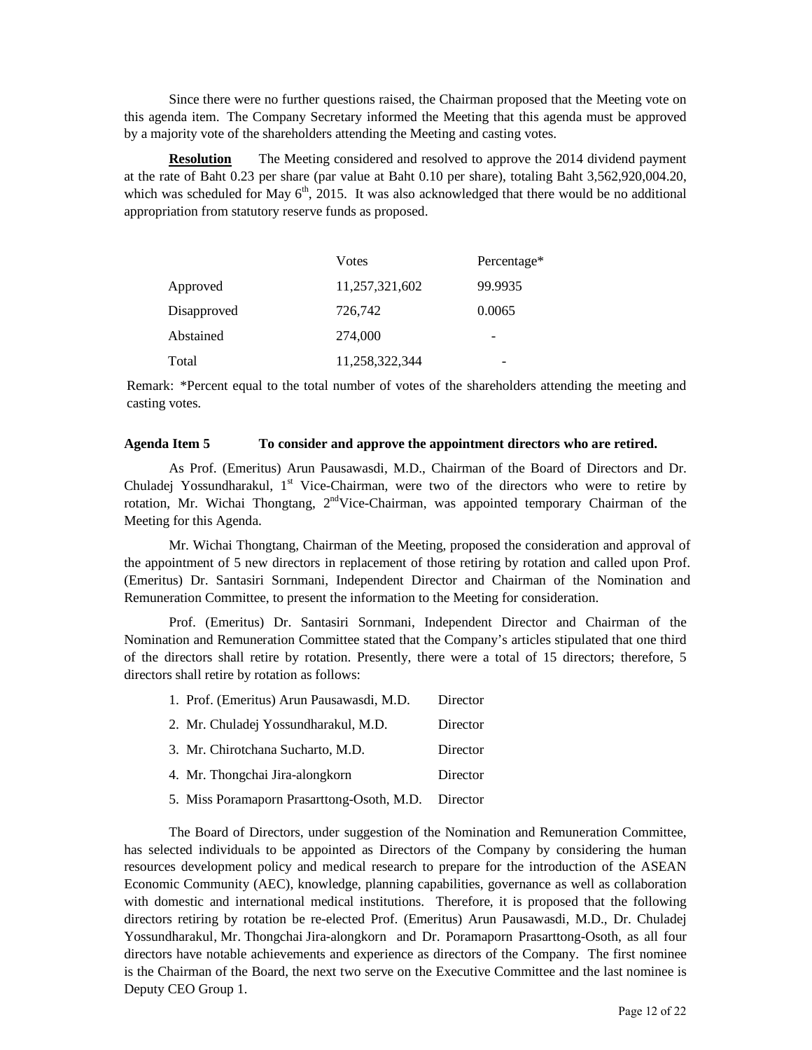Since there were no further questions raised, the Chairman proposed that the Meeting vote on this agenda item. The Company Secretary informed the Meeting that this agenda must be approved by a majority vote of the shareholders attending the Meeting and casting votes.

**Resolution** The Meeting considered and resolved to approve the 2014 dividend payment at the rate of Baht 0.23 per share (par value at Baht 0.10 per share), totaling Baht 3,562,920,004.20, which was scheduled for May 6th, 2015. It was also acknowledged that there would be no additional appropriation from statutory reserve funds as proposed.

| | Votes | Percentage* |
|---|---|---|
| Approved | 11,257,321,602 | 99.9935 |
| Disapproved | 726,742 | 0.0065 |
| Abstained | 274,000 | - |
| Total | 11,258,322,344 | - |

Remark: *Percent equal to the total number of votes of the shareholders attending the meeting and casting votes.

**Agenda Item 5 To consider and approve the appointment directors who are retired.**

As Prof. (Emeritus) Arun Pausawasdi, M.D., Chairman of the Board of Directors and Dr. Chuladej Yossundharakul, 1st Vice-Chairman, were two of the directors who were to retire by rotation, Mr. Wichai Thongtang, 2nd Vice-Chairman, was appointed temporary Chairman of the Meeting for this Agenda.

Mr. Wichai Thongtang, Chairman of the Meeting, proposed the consideration and approval of the appointment of 5 new directors in replacement of those retiring by rotation and called upon Prof. (Emeritus) Dr. Santasiri Sornmani, Independent Director and Chairman of the Nomination and Remuneration Committee, to present the information to the Meeting for consideration.

Prof. (Emeritus) Dr. Santasiri Sornmani, Independent Director and Chairman of the Nomination and Remuneration Committee stated that the Company's articles stipulated that one third of the directors shall retire by rotation. Presently, there were a total of 15 directors; therefore, 5 directors shall retire by rotation as follows:

1. Prof. (Emeritus) Arun Pausawasdi, M.D. Director
2. Mr. Chuladej Yossundharakul, M.D. Director
3. Mr. Chirotchana Sucharto, M.D. Director
4. Mr. Thongchai Jira-alongkorn Director
5. Miss Poramaporn Prasarttong-Osoth, M.D. Director

The Board of Directors, under suggestion of the Nomination and Remuneration Committee, has selected individuals to be appointed as Directors of the Company by considering the human resources development policy and medical research to prepare for the introduction of the ASEAN Economic Community (AEC), knowledge, planning capabilities, governance as well as collaboration with domestic and international medical institutions. Therefore, it is proposed that the following directors retiring by rotation be re-elected Prof. (Emeritus) Arun Pausawasdi, M.D., Dr. Chuladej Yossundharakul, Mr. Thongchai Jira-alongkorn and Dr. Poramaporn Prasarttong-Osoth, as all four directors have notable achievements and experience as directors of the Company. The first nominee is the Chairman of the Board, the next two serve on the Executive Committee and the last nominee is Deputy CEO Group 1.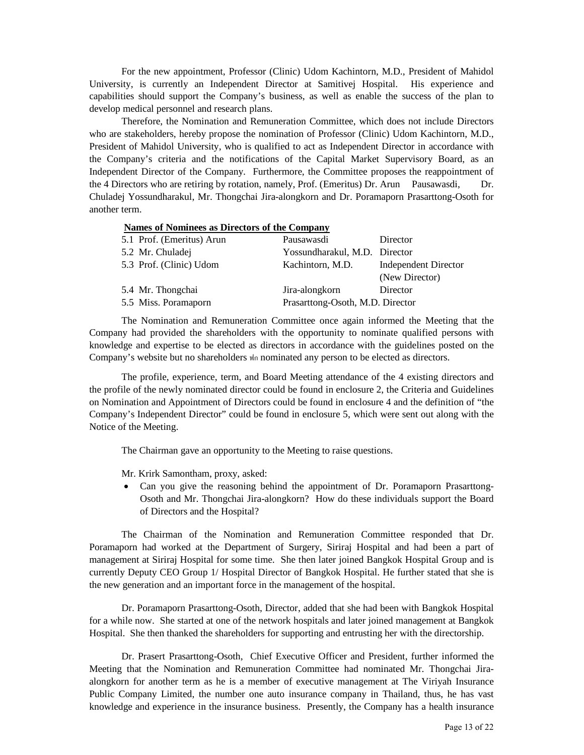For the new appointment, Professor (Clinic) Udom Kachintorn, M.D., President of Mahidol University, is currently an Independent Director at Samitivej Hospital. His experience and capabilities should support the Company's business, as well as enable the success of the plan to develop medical personnel and research plans.

Therefore, the Nomination and Remuneration Committee, which does not include Directors who are stakeholders, hereby propose the nomination of Professor (Clinic) Udom Kachintorn, M.D., President of Mahidol University, who is qualified to act as Independent Director in accordance with the Company's criteria and the notifications of the Capital Market Supervisory Board, as an Independent Director of the Company. Furthermore, the Committee proposes the reappointment of the 4 Directors who are retiring by rotation, namely, Prof. (Emeritus) Dr. Arun Pausawasdi, Dr. Chuladej Yossundharakul, Mr. Thongchai Jira-alongkorn and Dr. Poramaporn Prasarttong-Osoth for another term.

**Names of Nominees as Directors of the Company**

| | | |
|---|---|---|
| 5.1 Prof. (Emeritus) Arun | Pausawasdi | Director |
| 5.2 Mr. Chuladej | Yossundharakul, M.D. | Director |
| 5.3 Prof. (Clinic) Udom | Kachintorn, M.D. | Independent Director (New Director) |
| 5.4 Mr. Thongchai | Jira-alongkorn | Director |
| 5.5 Miss. Poramaporn | Prasarttong-Osoth, M.D. | Director |

The Nomination and Remuneration Committee once again informed the Meeting that the Company had provided the shareholders with the opportunity to nominate qualified persons with knowledge and expertise to be elected as directors in accordance with the guidelines posted on the Company's website but no shareholders ฟก nominated any person to be elected as directors.

The profile, experience, term, and Board Meeting attendance of the 4 existing directors and the profile of the newly nominated director could be found in enclosure 2, the Criteria and Guidelines on Nomination and Appointment of Directors could be found in enclosure 4 and the definition of "the Company's Independent Director" could be found in enclosure 5, which were sent out along with the Notice of the Meeting.

The Chairman gave an opportunity to the Meeting to raise questions.

Mr. Krirk Samontham, proxy, asked:

- Can you give the reasoning behind the appointment of Dr. Poramaporn Prasarttong-Osoth and Mr. Thongchai Jira-alongkorn? How do these individuals support the Board of Directors and the Hospital?

The Chairman of the Nomination and Remuneration Committee responded that Dr. Poramaporn had worked at the Department of Surgery, Siriraj Hospital and had been a part of management at Siriraj Hospital for some time. She then later joined Bangkok Hospital Group and is currently Deputy CEO Group 1/ Hospital Director of Bangkok Hospital. He further stated that she is the new generation and an important force in the management of the hospital.

Dr. Poramaporn Prasarttong-Osoth, Director, added that she had been with Bangkok Hospital for a while now. She started at one of the network hospitals and later joined management at Bangkok Hospital. She then thanked the shareholders for supporting and entrusting her with the directorship.

Dr. Prasert Prasarttong-Osoth, Chief Executive Officer and President, further informed the Meeting that the Nomination and Remuneration Committee had nominated Mr. Thongchai Jira-alongkorn for another term as he is a member of executive management at The Viriyah Insurance Public Company Limited, the number one auto insurance company in Thailand, thus, he has vast knowledge and experience in the insurance business. Presently, the Company has a health insurance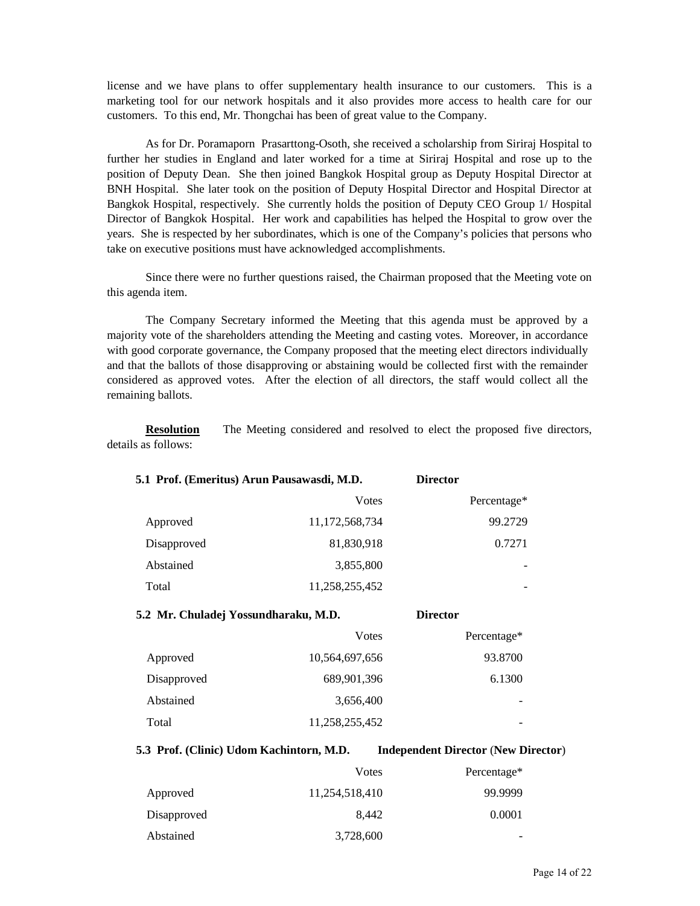license and we have plans to offer supplementary health insurance to our customers. This is a marketing tool for our network hospitals and it also provides more access to health care for our customers. To this end, Mr. Thongchai has been of great value to the Company.

As for Dr. Poramaporn Prasarttong-Osoth, she received a scholarship from Siriraj Hospital to further her studies in England and later worked for a time at Siriraj Hospital and rose up to the position of Deputy Dean. She then joined Bangkok Hospital group as Deputy Hospital Director at BNH Hospital. She later took on the position of Deputy Hospital Director and Hospital Director at Bangkok Hospital, respectively. She currently holds the position of Deputy CEO Group 1/ Hospital Director of Bangkok Hospital. Her work and capabilities has helped the Hospital to grow over the years. She is respected by her subordinates, which is one of the Company's policies that persons who take on executive positions must have acknowledged accomplishments.

Since there were no further questions raised, the Chairman proposed that the Meeting vote on this agenda item.

The Company Secretary informed the Meeting that this agenda must be approved by a majority vote of the shareholders attending the Meeting and casting votes. Moreover, in accordance with good corporate governance, the Company proposed that the meeting elect directors individually and that the ballots of those disapproving or abstaining would be collected first with the remainder considered as approved votes. After the election of all directors, the staff would collect all the remaining ballots.

**Resolution** The Meeting considered and resolved to elect the proposed five directors, details as follows:

**5.1 Prof. (Emeritus) Arun Pausawasdi, M.D.** **Director**

| | Votes | Percentage* |
|---|---|---|
| Approved | 11,172,568,734 | 99.2729 |
| Disapproved | 81,830,918 | 0.7271 |
| Abstained | 3,855,800 | - |
| Total | 11,258,255,452 | - |

**5.2 Mr. Chuladej Yossundharaku, M.D.** **Director**

| | Votes | Percentage* |
|---|---|---|
| Approved | 10,564,697,656 | 93.8700 |
| Disapproved | 689,901,396 | 6.1300 |
| Abstained | 3,656,400 | - |
| Total | 11,258,255,452 | - |

**5.3 Prof. (Clinic) Udom Kachintorn, M.D.** **Independent Director (New Director)**

| | Votes | Percentage* |
|---|---|---|
| Approved | 11,254,518,410 | 99.9999 |
| Disapproved | 8,442 | 0.0001 |
| Abstained | 3,728,600 | - |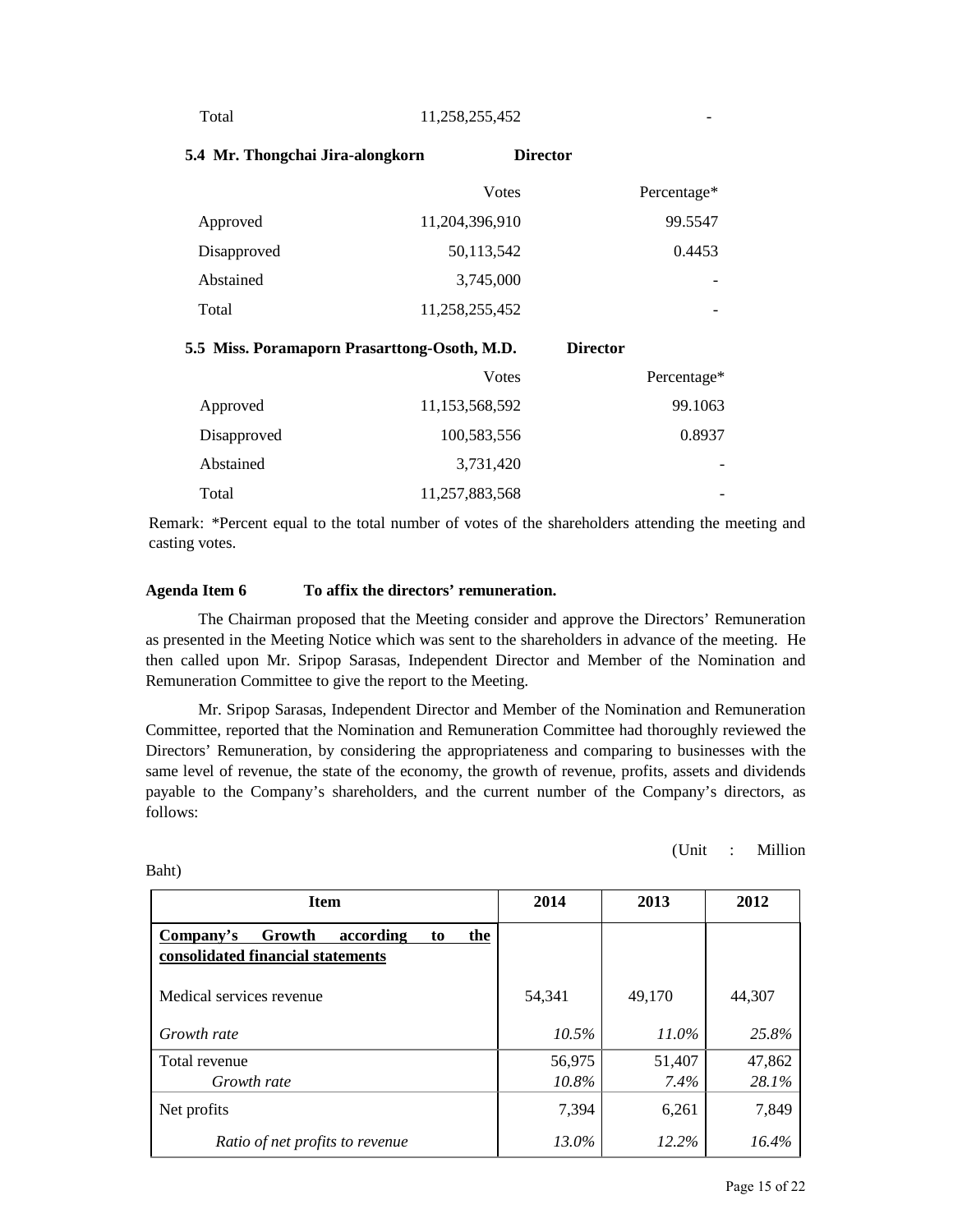| | Votes | Percentage* |
|---|---|---|
| Total | 11,258,255,452 | - |

**5.4 Mr. Thongchai Jira-alongkorn Director**

| | Votes | Percentage* |
|---|---|---|
| Approved | 11,204,396,910 | 99.5547 |
| Disapproved | 50,113,542 | 0.4453 |
| Abstained | 3,745,000 | - |
| Total | 11,258,255,452 | - |

**5.5 Miss. Poramaporn Prasarttong-Osoth, M.D. Director**

| | Votes | Percentage* |
|---|---|---|
| Approved | 11,153,568,592 | 99.1063 |
| Disapproved | 100,583,556 | 0.8937 |
| Abstained | 3,731,420 | - |
| Total | 11,257,883,568 | - |

Remark: *Percent equal to the total number of votes of the shareholders attending the meeting and casting votes.

**Agenda Item 6 To affix the directors' remuneration.**

The Chairman proposed that the Meeting consider and approve the Directors' Remuneration as presented in the Meeting Notice which was sent to the shareholders in advance of the meeting. He then called upon Mr. Sripop Sarasas, Independent Director and Member of the Nomination and Remuneration Committee to give the report to the Meeting.

Mr. Sripop Sarasas, Independent Director and Member of the Nomination and Remuneration Committee, reported that the Nomination and Remuneration Committee had thoroughly reviewed the Directors' Remuneration, by considering the appropriateness and comparing to businesses with the same level of revenue, the state of the economy, the growth of revenue, profits, assets and dividends payable to the Company's shareholders, and the current number of the Company's directors, as follows:

(Unit : Million Baht)

| Item | 2014 | 2013 | 2012 |
|---|---|---|---|
| **<u>Company's Growth according to the consolidated financial statements</u>** | | | |
| Medical services revenue | 54,341 | 49,170 | 44,307 |
| *Growth rate* | *10.5%* | *11.0%* | *25.8%* |
| Total revenue | 56,975 | 51,407 | 47,862 |
| *Growth rate* | *10.8%* | *7.4%* | *28.1%* |
| Net profits | 7,394 | 6,261 | 7,849 |
| *Ratio of net profits to revenue* | *13.0%* | *12.2%* | *16.4%* |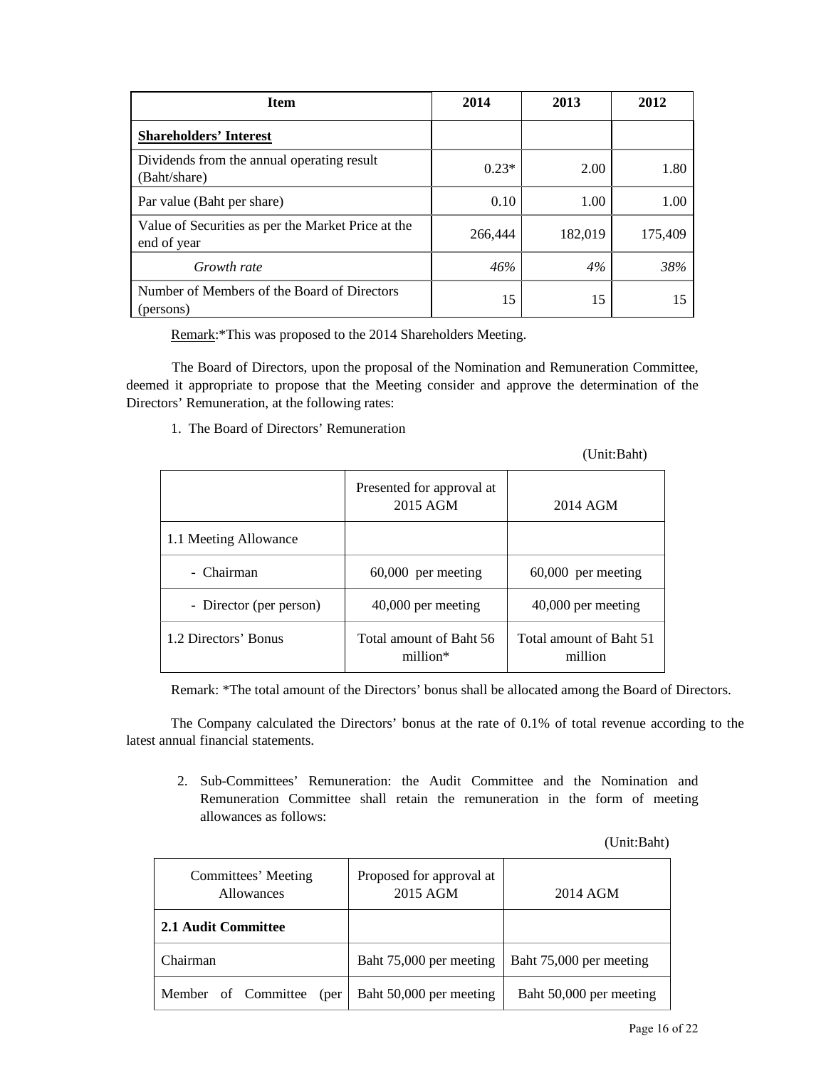| Item | 2014 | 2013 | 2012 |
|---|---|---|---|
| **Shareholders' Interest** | | | |
| Dividends from the annual operating result (Baht/share) | 0.23* | 2.00 | 1.80 |
| Par value (Baht per share) | 0.10 | 1.00 | 1.00 |
| Value of Securities as per the Market Price at the end of year | 266,444 | 182,019 | 175,409 |
| *Growth rate* | *46%* | *4%* | *38%* |
| Number of Members of the Board of Directors (persons) | 15 | 15 | 15 |

Remark:*This was proposed to the 2014 Shareholders Meeting.

The Board of Directors, upon the proposal of the Nomination and Remuneration Committee, deemed it appropriate to propose that the Meeting consider and approve the determination of the Directors' Remuneration, at the following rates:

1. The Board of Directors' Remuneration

(Unit:Baht)

| | Presented for approval at 2015 AGM | 2014 AGM |
|---|---|---|
| 1.1 Meeting Allowance | | |
| - Chairman | 60,000 per meeting | 60,000 per meeting |
| - Director (per person) | 40,000 per meeting | 40,000 per meeting |
| 1.2 Directors' Bonus | Total amount of Baht 56 million* | Total amount of Baht 51 million |

Remark: *The total amount of the Directors' bonus shall be allocated among the Board of Directors.

The Company calculated the Directors' bonus at the rate of 0.1% of total revenue according to the latest annual financial statements.

2. Sub-Committees' Remuneration: the Audit Committee and the Nomination and Remuneration Committee shall retain the remuneration in the form of meeting allowances as follows:

(Unit:Baht)

| Committees' Meeting Allowances | Proposed for approval at 2015 AGM | 2014 AGM |
|---|---|---|
| **2.1 Audit Committee** | | |
| Chairman | Baht 75,000 per meeting | Baht 75,000 per meeting |
| Member of Committee (per | Baht 50,000 per meeting | Baht 50,000 per meeting |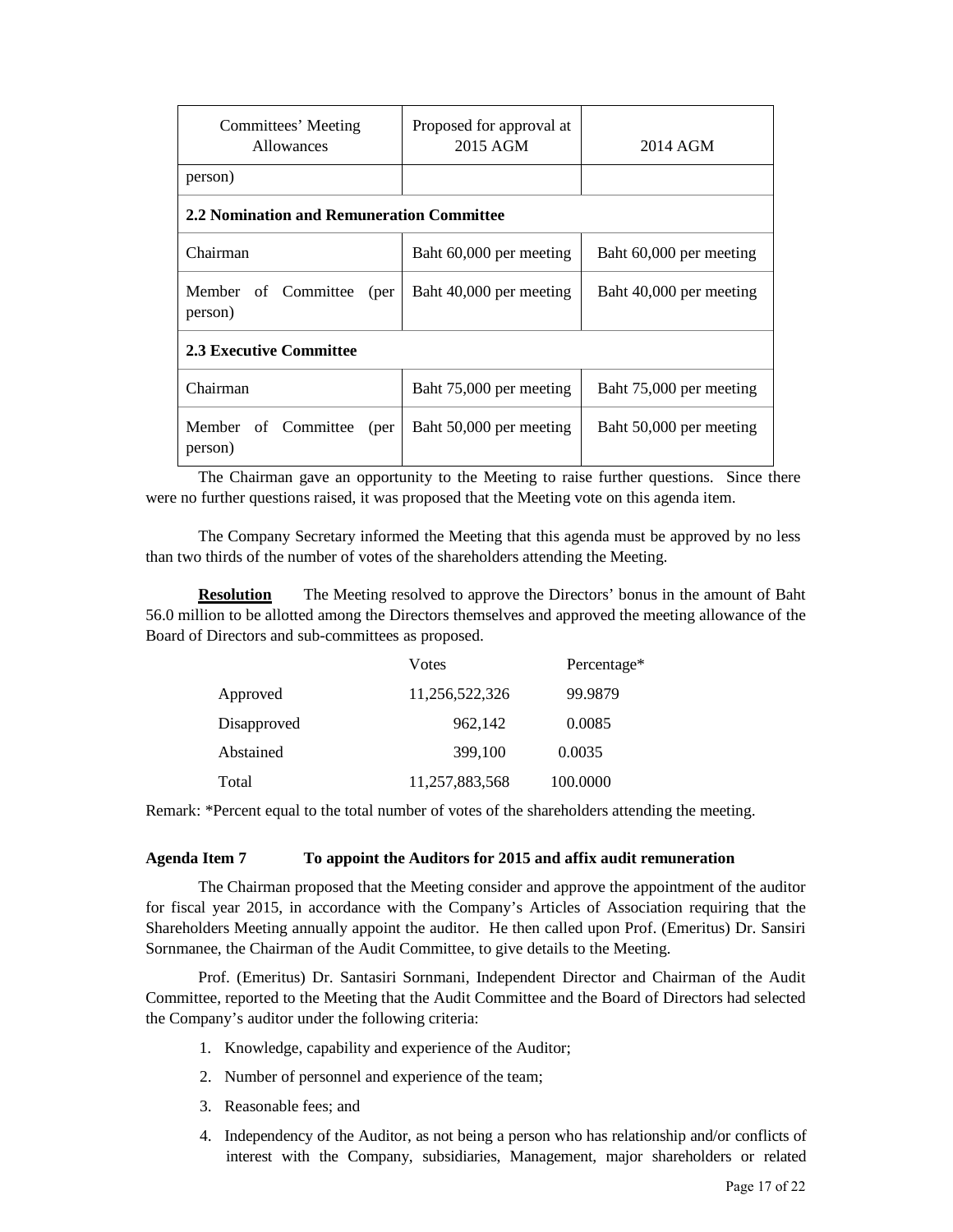| Committees' Meeting Allowances | Proposed for approval at 2015 AGM | 2014 AGM |
|---|---|---|
| person) | | |
| **2.2 Nomination and Remuneration Committee** | | |
| Chairman | Baht 60,000 per meeting | Baht 60,000 per meeting |
| Member of Committee (per person) | Baht 40,000 per meeting | Baht 40,000 per meeting |
| **2.3 Executive Committee** | | |
| Chairman | Baht 75,000 per meeting | Baht 75,000 per meeting |
| Member of Committee (per person) | Baht 50,000 per meeting | Baht 50,000 per meeting |

The Chairman gave an opportunity to the Meeting to raise further questions. Since there were no further questions raised, it was proposed that the Meeting vote on this agenda item.

The Company Secretary informed the Meeting that this agenda must be approved by no less than two thirds of the number of votes of the shareholders attending the Meeting.

**Resolution** The Meeting resolved to approve the Directors' bonus in the amount of Baht 56.0 million to be allotted among the Directors themselves and approved the meeting allowance of the Board of Directors and sub-committees as proposed.

| | Votes | Percentage* |
|---|---|---|
| Approved | 11,256,522,326 | 99.9879 |
| Disapproved | 962,142 | 0.0085 |
| Abstained | 399,100 | 0.0035 |
| Total | 11,257,883,568 | 100.0000 |

Remark: *Percent equal to the total number of votes of the shareholders attending the meeting.

**Agenda Item 7 To appoint the Auditors for 2015 and affix audit remuneration**

The Chairman proposed that the Meeting consider and approve the appointment of the auditor for fiscal year 2015, in accordance with the Company's Articles of Association requiring that the Shareholders Meeting annually appoint the auditor. He then called upon Prof. (Emeritus) Dr. Sansiri Sornmanee, the Chairman of the Audit Committee, to give details to the Meeting.

Prof. (Emeritus) Dr. Santasiri Sornmani, Independent Director and Chairman of the Audit Committee, reported to the Meeting that the Audit Committee and the Board of Directors had selected the Company's auditor under the following criteria:

1. Knowledge, capability and experience of the Auditor;
2. Number of personnel and experience of the team;
3. Reasonable fees; and
4. Independency of the Auditor, as not being a person who has relationship and/or conflicts of interest with the Company, subsidiaries, Management, major shareholders or related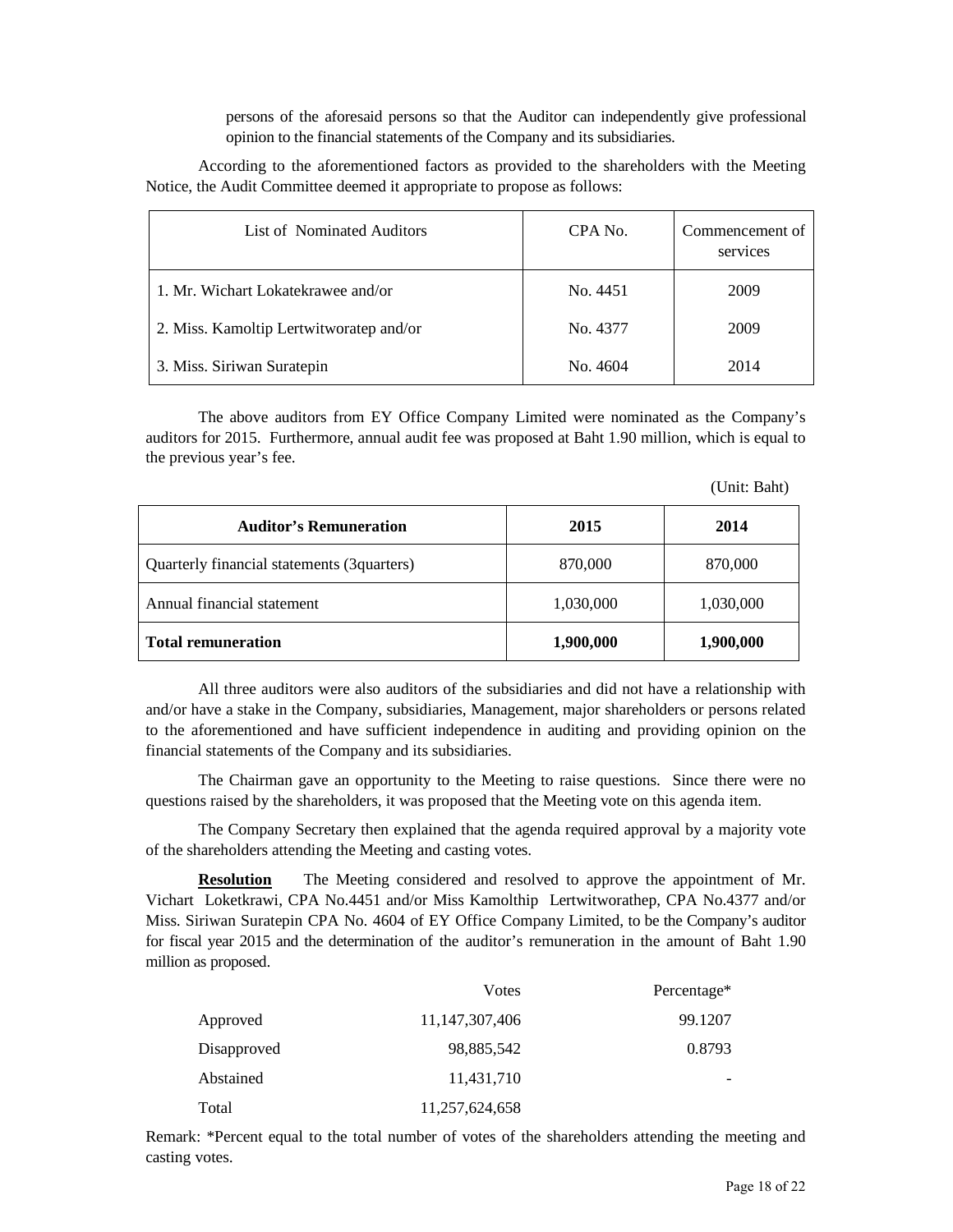persons of the aforesaid persons so that the Auditor can independently give professional opinion to the financial statements of the Company and its subsidiaries.

According to the aforementioned factors as provided to the shareholders with the Meeting Notice, the Audit Committee deemed it appropriate to propose as follows:

| List of Nominated Auditors | CPA No. | Commencement of services |
|---|---|---|
| 1. Mr. Wichart Lokatekrawee and/or | No. 4451 | 2009 |
| 2. Miss. Kamoltip Lertwitworatep and/or | No. 4377 | 2009 |
| 3. Miss. Siriwan Suratepin | No. 4604 | 2014 |

The above auditors from EY Office Company Limited were nominated as the Company's auditors for 2015. Furthermore, annual audit fee was proposed at Baht 1.90 million, which is equal to the previous year's fee.

(Unit: Baht)

| **Auditor's Remuneration** | **2015** | **2014** |
|---|---|---|
| Quarterly financial statements (3quarters) | 870,000 | 870,000 |
| Annual financial statement | 1,030,000 | 1,030,000 |
| **Total remuneration** | **1,900,000** | **1,900,000** |

All three auditors were also auditors of the subsidiaries and did not have a relationship with and/or have a stake in the Company, subsidiaries, Management, major shareholders or persons related to the aforementioned and have sufficient independence in auditing and providing opinion on the financial statements of the Company and its subsidiaries.

The Chairman gave an opportunity to the Meeting to raise questions. Since there were no questions raised by the shareholders, it was proposed that the Meeting vote on this agenda item.

The Company Secretary then explained that the agenda required approval by a majority vote of the shareholders attending the Meeting and casting votes.

**Resolution** The Meeting considered and resolved to approve the appointment of Mr. Vichart Loketkrawi, CPA No.4451 and/or Miss Kamolthip Lertwitworathep, CPA No.4377 and/or Miss. Siriwan Suratepin CPA No. 4604 of EY Office Company Limited, to be the Company's auditor for fiscal year 2015 and the determination of the auditor's remuneration in the amount of Baht 1.90 million as proposed.

| | Votes | Percentage* |
|---|---|---|
| Approved | 11,147,307,406 | 99.1207 |
| Disapproved | 98,885,542 | 0.8793 |
| Abstained | 11,431,710 | - |
| Total | 11,257,624,658 | |

Remark: *Percent equal to the total number of votes of the shareholders attending the meeting and casting votes.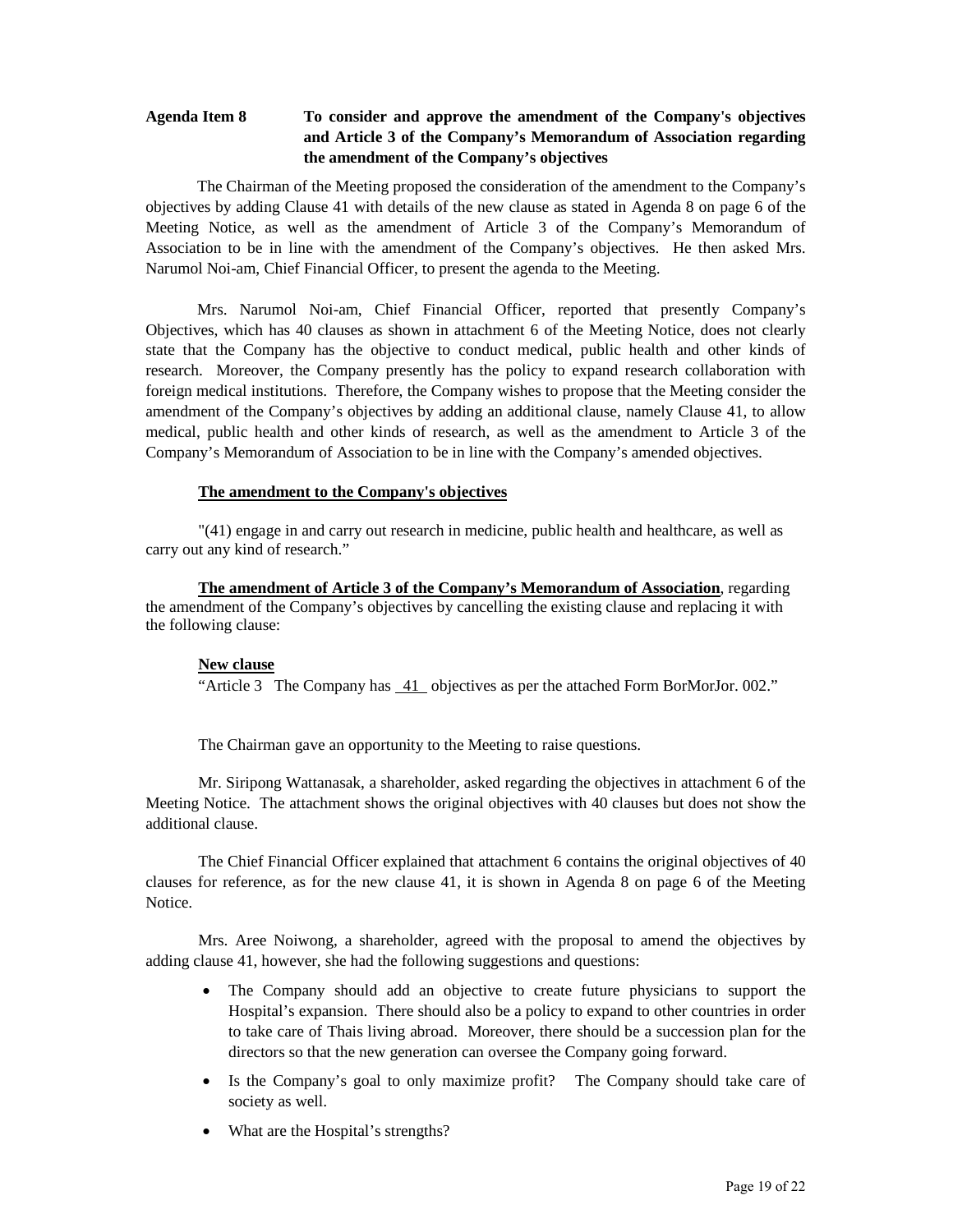**Agenda Item 8 To consider and approve the amendment of the Company's objectives and Article 3 of the Company's Memorandum of Association regarding the amendment of the Company's objectives**

The Chairman of the Meeting proposed the consideration of the amendment to the Company's objectives by adding Clause 41 with details of the new clause as stated in Agenda 8 on page 6 of the Meeting Notice, as well as the amendment of Article 3 of the Company's Memorandum of Association to be in line with the amendment of the Company's objectives. He then asked Mrs. Narumol Noi-am, Chief Financial Officer, to present the agenda to the Meeting.

Mrs. Narumol Noi-am, Chief Financial Officer, reported that presently Company's Objectives, which has 40 clauses as shown in attachment 6 of the Meeting Notice, does not clearly state that the Company has the objective to conduct medical, public health and other kinds of research. Moreover, the Company presently has the policy to expand research collaboration with foreign medical institutions. Therefore, the Company wishes to propose that the Meeting consider the amendment of the Company's objectives by adding an additional clause, namely Clause 41, to allow medical, public health and other kinds of research, as well as the amendment to Article 3 of the Company's Memorandum of Association to be in line with the Company's amended objectives.

<u>**The amendment to the Company's objectives**</u>

"(41) engage in and carry out research in medicine, public health and healthcare, as well as carry out any kind of research."

<u>**The amendment of Article 3 of the Company's Memorandum of Association**</u>, regarding the amendment of the Company's objectives by cancelling the existing clause and replacing it with the following clause:

<u>**New clause**</u>

"Article 3 The Company has <u>41</u> objectives as per the attached Form BorMorJor. 002."

The Chairman gave an opportunity to the Meeting to raise questions.

Mr. Siripong Wattanasak, a shareholder, asked regarding the objectives in attachment 6 of the Meeting Notice. The attachment shows the original objectives with 40 clauses but does not show the additional clause.

The Chief Financial Officer explained that attachment 6 contains the original objectives of 40 clauses for reference, as for the new clause 41, it is shown in Agenda 8 on page 6 of the Meeting Notice.

Mrs. Aree Noiwong, a shareholder, agreed with the proposal to amend the objectives by adding clause 41, however, she had the following suggestions and questions:

- The Company should add an objective to create future physicians to support the Hospital's expansion. There should also be a policy to expand to other countries in order to take care of Thais living abroad. Moreover, there should be a succession plan for the directors so that the new generation can oversee the Company going forward.
- Is the Company's goal to only maximize profit? The Company should take care of society as well.
- What are the Hospital's strengths?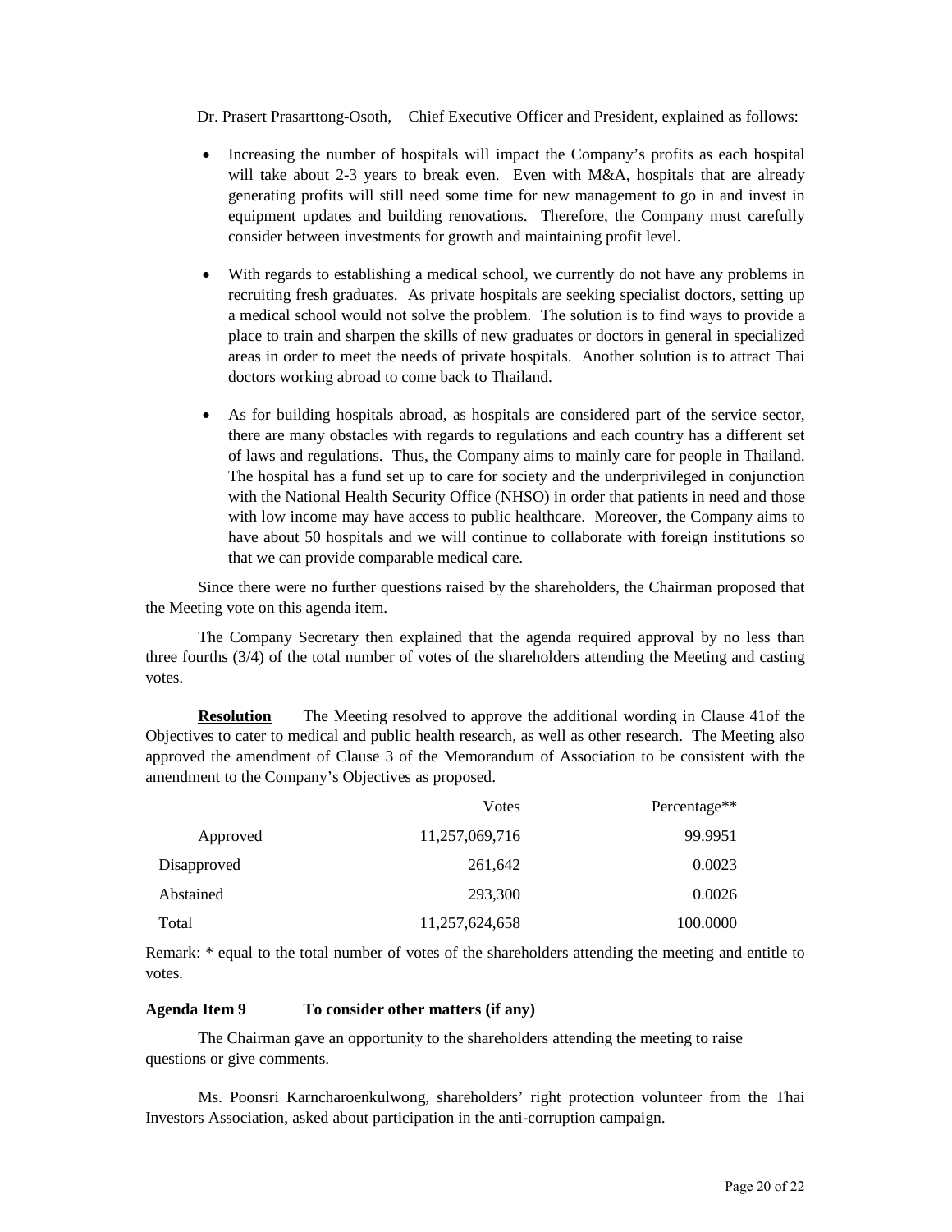Dr. Prasert Prasarttong-Osoth,   Chief Executive Officer and President, explained as follows:

- Increasing the number of hospitals will impact the Company's profits as each hospital will take about 2-3 years to break even. Even with M&A, hospitals that are already generating profits will still need some time for new management to go in and invest in equipment updates and building renovations. Therefore, the Company must carefully consider between investments for growth and maintaining profit level.

- With regards to establishing a medical school, we currently do not have any problems in recruiting fresh graduates. As private hospitals are seeking specialist doctors, setting up a medical school would not solve the problem. The solution is to find ways to provide a place to train and sharpen the skills of new graduates or doctors in general in specialized areas in order to meet the needs of private hospitals. Another solution is to attract Thai doctors working abroad to come back to Thailand.

- As for building hospitals abroad, as hospitals are considered part of the service sector, there are many obstacles with regards to regulations and each country has a different set of laws and regulations. Thus, the Company aims to mainly care for people in Thailand. The hospital has a fund set up to care for society and the underprivileged in conjunction with the National Health Security Office (NHSO) in order that patients in need and those with low income may have access to public healthcare. Moreover, the Company aims to have about 50 hospitals and we will continue to collaborate with foreign institutions so that we can provide comparable medical care.

Since there were no further questions raised by the shareholders, the Chairman proposed that the Meeting vote on this agenda item.

The Company Secretary then explained that the agenda required approval by no less than three fourths (3/4) of the total number of votes of the shareholders attending the Meeting and casting votes.

**Resolution** The Meeting resolved to approve the additional wording in Clause 41of the Objectives to cater to medical and public health research, as well as other research. The Meeting also approved the amendment of Clause 3 of the Memorandum of Association to be consistent with the amendment to the Company's Objectives as proposed.

| | Votes | Percentage** |
|---|---:|---:|
| Approved | 11,257,069,716 | 99.9951 |
| Disapproved | 261,642 | 0.0023 |
| Abstained | 293,300 | 0.0026 |
| Total | 11,257,624,658 | 100.0000 |

Remark: * equal to the total number of votes of the shareholders attending the meeting and entitle to votes.

**Agenda Item 9 To consider other matters (if any)**

The Chairman gave an opportunity to the shareholders attending the meeting to raise questions or give comments.

Ms. Poonsri Karncharoenkulwong, shareholders' right protection volunteer from the Thai Investors Association, asked about participation in the anti-corruption campaign.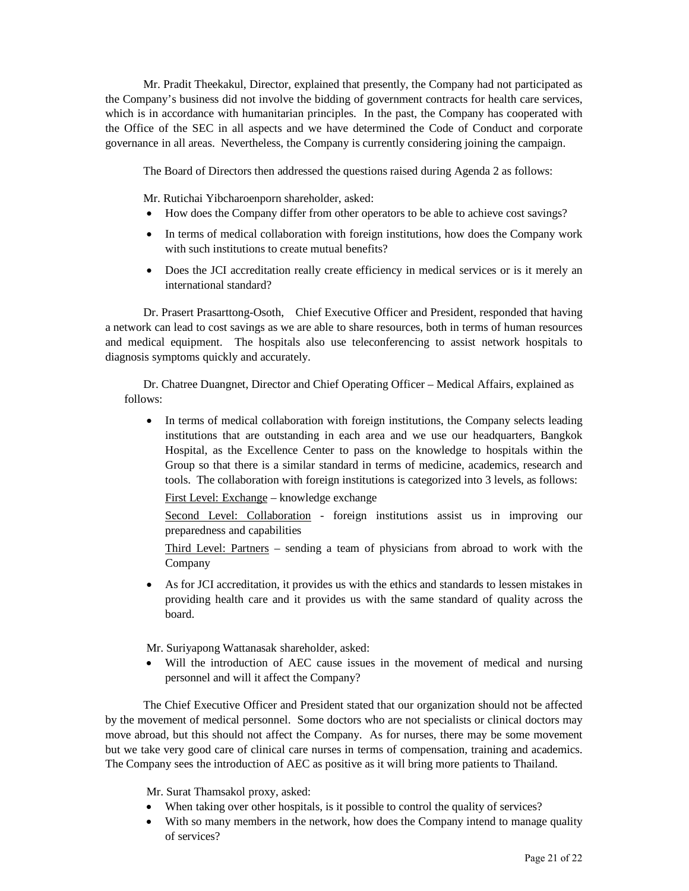Mr. Pradit Theekakul, Director, explained that presently, the Company had not participated as the Company's business did not involve the bidding of government contracts for health care services, which is in accordance with humanitarian principles. In the past, the Company has cooperated with the Office of the SEC in all aspects and we have determined the Code of Conduct and corporate governance in all areas. Nevertheless, the Company is currently considering joining the campaign.

The Board of Directors then addressed the questions raised during Agenda 2 as follows:

Mr. Rutichai Yibcharoenporn shareholder, asked:

- How does the Company differ from other operators to be able to achieve cost savings?
- In terms of medical collaboration with foreign institutions, how does the Company work with such institutions to create mutual benefits?
- Does the JCI accreditation really create efficiency in medical services or is it merely an international standard?

Dr. Prasert Prasarttong-Osoth, Chief Executive Officer and President, responded that having a network can lead to cost savings as we are able to share resources, both in terms of human resources and medical equipment. The hospitals also use teleconferencing to assist network hospitals to diagnosis symptoms quickly and accurately.

Dr. Chatree Duangnet, Director and Chief Operating Officer – Medical Affairs, explained as follows:

- In terms of medical collaboration with foreign institutions, the Company selects leading institutions that are outstanding in each area and we use our headquarters, Bangkok Hospital, as the Excellence Center to pass on the knowledge to hospitals within the Group so that there is a similar standard in terms of medicine, academics, research and tools. The collaboration with foreign institutions is categorized into 3 levels, as follows:

  First Level: Exchange – knowledge exchange

  Second Level: Collaboration - foreign institutions assist us in improving our preparedness and capabilities

  Third Level: Partners – sending a team of physicians from abroad to work with the Company

- As for JCI accreditation, it provides us with the ethics and standards to lessen mistakes in providing health care and it provides us with the same standard of quality across the board.

Mr. Suriyapong Wattanasak shareholder, asked:

- Will the introduction of AEC cause issues in the movement of medical and nursing personnel and will it affect the Company?

The Chief Executive Officer and President stated that our organization should not be affected by the movement of medical personnel. Some doctors who are not specialists or clinical doctors may move abroad, but this should not affect the Company. As for nurses, there may be some movement but we take very good care of clinical care nurses in terms of compensation, training and academics. The Company sees the introduction of AEC as positive as it will bring more patients to Thailand.

Mr. Surat Thamsakol proxy, asked:

- When taking over other hospitals, is it possible to control the quality of services?
- With so many members in the network, how does the Company intend to manage quality of services?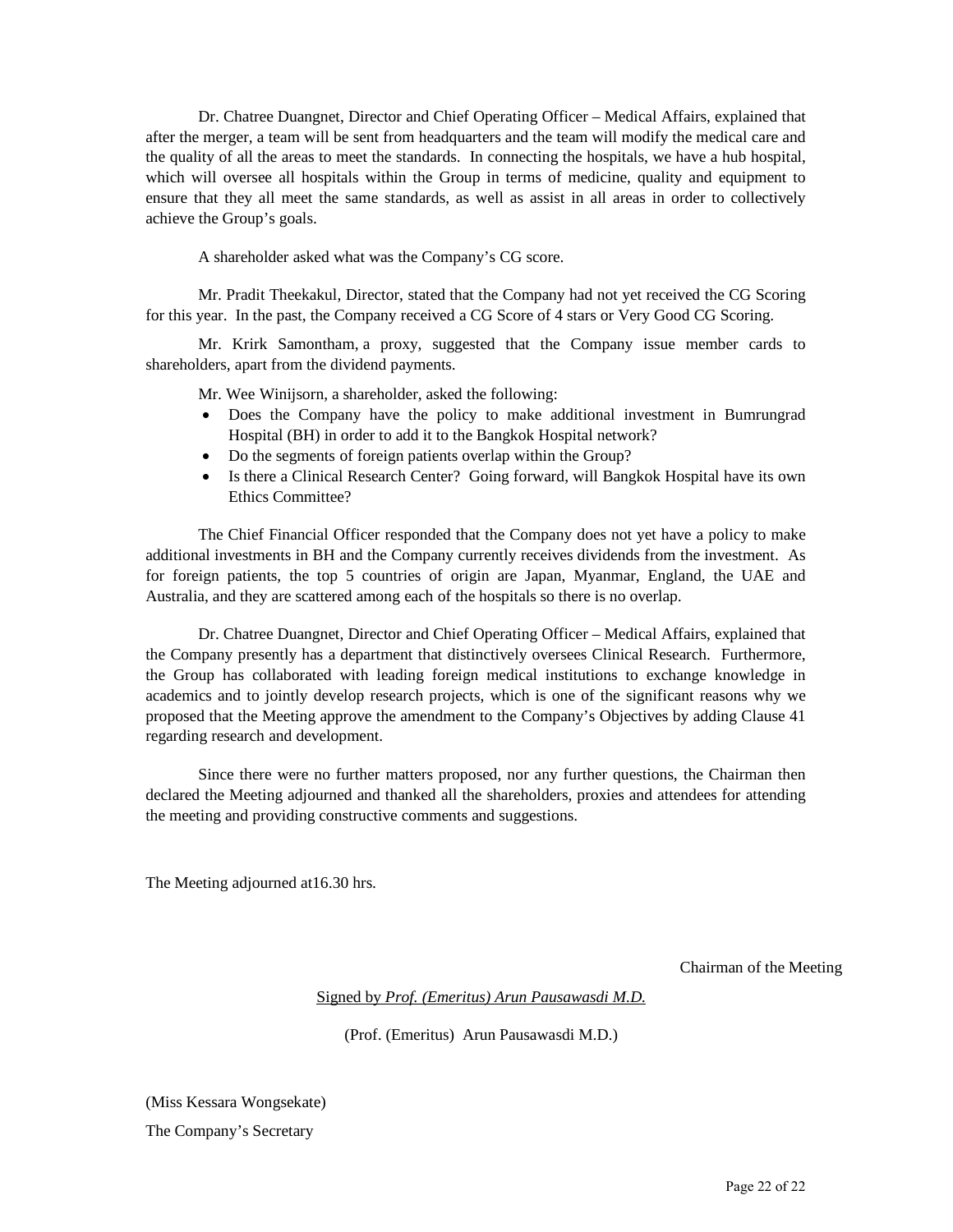Dr. Chatree Duangnet, Director and Chief Operating Officer – Medical Affairs, explained that after the merger, a team will be sent from headquarters and the team will modify the medical care and the quality of all the areas to meet the standards. In connecting the hospitals, we have a hub hospital, which will oversee all hospitals within the Group in terms of medicine, quality and equipment to ensure that they all meet the same standards, as well as assist in all areas in order to collectively achieve the Group's goals.

A shareholder asked what was the Company's CG score.

Mr. Pradit Theekakul, Director, stated that the Company had not yet received the CG Scoring for this year. In the past, the Company received a CG Score of 4 stars or Very Good CG Scoring.

Mr. Krirk Samontham, a proxy, suggested that the Company issue member cards to shareholders, apart from the dividend payments.

Mr. Wee Winijsorn, a shareholder, asked the following:

- Does the Company have the policy to make additional investment in Bumrungrad Hospital (BH) in order to add it to the Bangkok Hospital network?
- Do the segments of foreign patients overlap within the Group?
- Is there a Clinical Research Center? Going forward, will Bangkok Hospital have its own Ethics Committee?

The Chief Financial Officer responded that the Company does not yet have a policy to make additional investments in BH and the Company currently receives dividends from the investment. As for foreign patients, the top 5 countries of origin are Japan, Myanmar, England, the UAE and Australia, and they are scattered among each of the hospitals so there is no overlap.

Dr. Chatree Duangnet, Director and Chief Operating Officer – Medical Affairs, explained that the Company presently has a department that distinctively oversees Clinical Research. Furthermore, the Group has collaborated with leading foreign medical institutions to exchange knowledge in academics and to jointly develop research projects, which is one of the significant reasons why we proposed that the Meeting approve the amendment to the Company's Objectives by adding Clause 41 regarding research and development.

Since there were no further matters proposed, nor any further questions, the Chairman then declared the Meeting adjourned and thanked all the shareholders, proxies and attendees for attending the meeting and providing constructive comments and suggestions.

The Meeting adjourned at16.30 hrs.

Chairman of the Meeting

Signed by *Prof. (Emeritus) Arun Pausawasdi M.D.*

(Prof. (Emeritus) Arun Pausawasdi M.D.)

(Miss Kessara Wongsekate)

The Company's Secretary